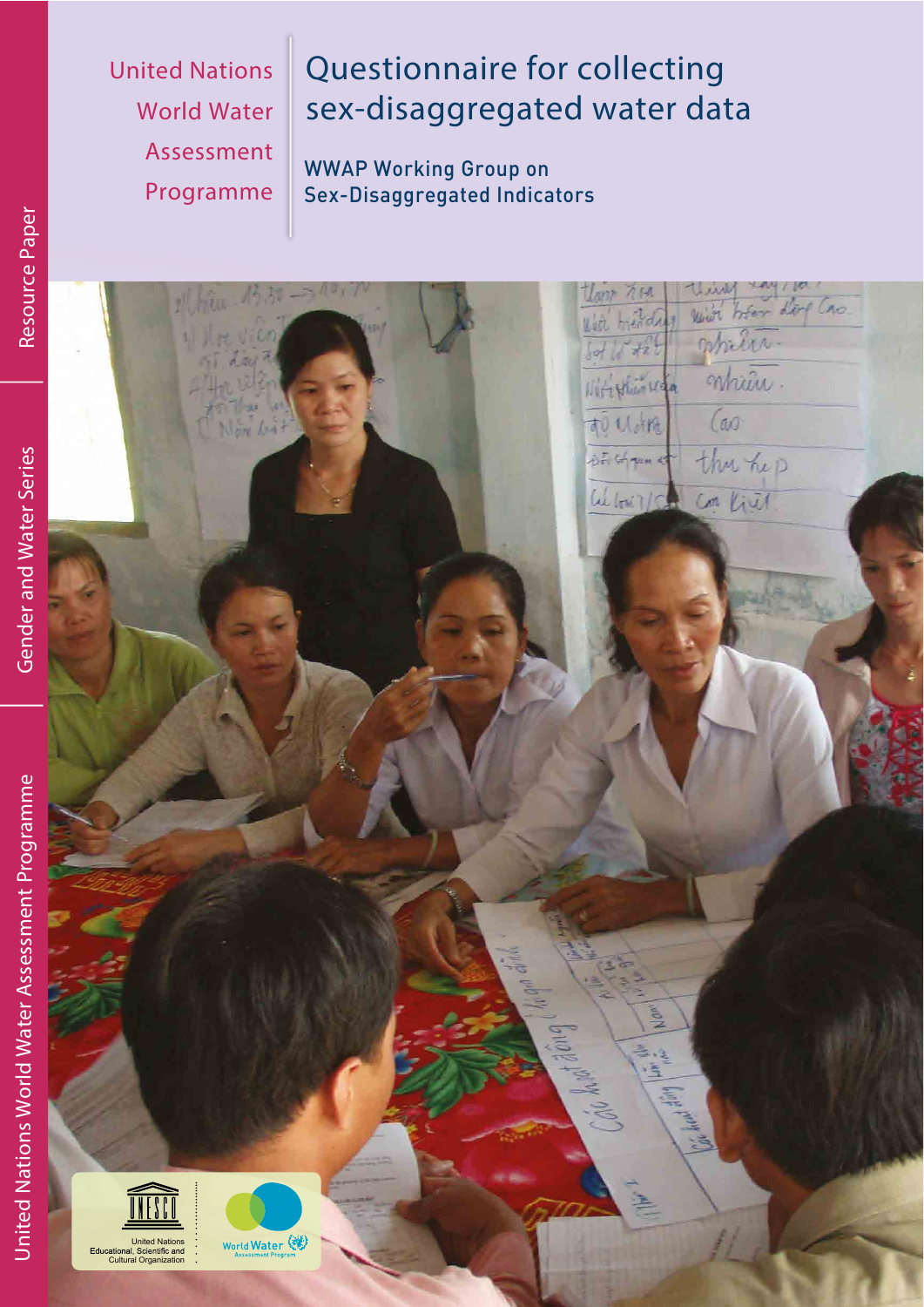United Nations World Water Assessment Programme

# Questionnaire for collecting sex-disaggregated water data

WWAP Working Group on Sex-Disaggregated Indicators

Resource Paper

Gender and Water Series

United Nations World Water Assessment Programme

United Nations Educational, Scientific and Cultural Organization

World Water Assessment Programme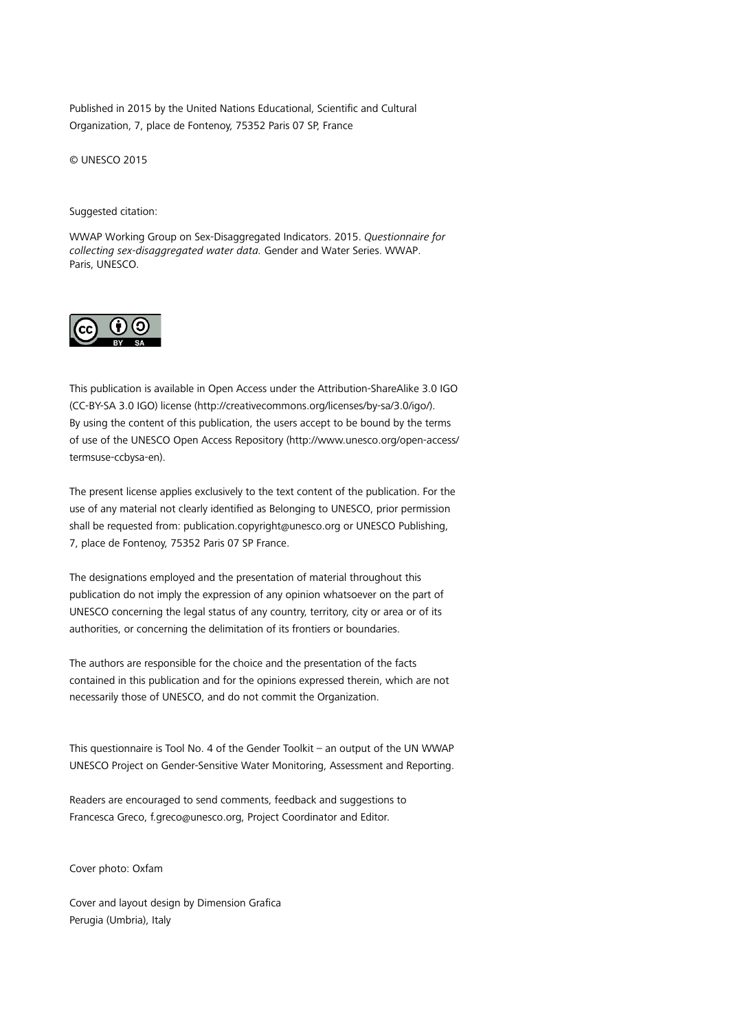Published in 2015 by the United Nations Educational, Scientific and Cultural Organization, 7, place de Fontenoy, 75352 Paris 07 SP, France

© UNESCO 2015

Suggested citation:

WWAP Working Group on Sex-Disaggregated Indicators. 2015. *Questionnaire for collecting sex-disaggregated water data.* Gender and Water Series. WWAP. Paris, UNESCO.

This publication is available in Open Access under the Attribution-ShareAlike 3.0 IGO (CC-BY-SA 3.0 IGO) license (http://creativecommons.org/licenses/by-sa/3.0/igo/). By using the content of this publication, the users accept to be bound by the terms of use of the UNESCO Open Access Repository (http://www.unesco.org/open-access/termsuse-ccbysa-en).

The present license applies exclusively to the text content of the publication. For the use of any material not clearly identified as Belonging to UNESCO, prior permission shall be requested from: publication.copyright@unesco.org or UNESCO Publishing, 7, place de Fontenoy, 75352 Paris 07 SP France.

The designations employed and the presentation of material throughout this publication do not imply the expression of any opinion whatsoever on the part of UNESCO concerning the legal status of any country, territory, city or area or of its authorities, or concerning the delimitation of its frontiers or boundaries.

The authors are responsible for the choice and the presentation of the facts contained in this publication and for the opinions expressed therein, which are not necessarily those of UNESCO, and do not commit the Organization.

This questionnaire is Tool No. 4 of the Gender Toolkit – an output of the UN WWAP UNESCO Project on Gender-Sensitive Water Monitoring, Assessment and Reporting.

Readers are encouraged to send comments, feedback and suggestions to Francesca Greco, f.greco@unesco.org, Project Coordinator and Editor.

Cover photo: Oxfam

Cover and layout design by Dimension Grafica
Perugia (Umbria), Italy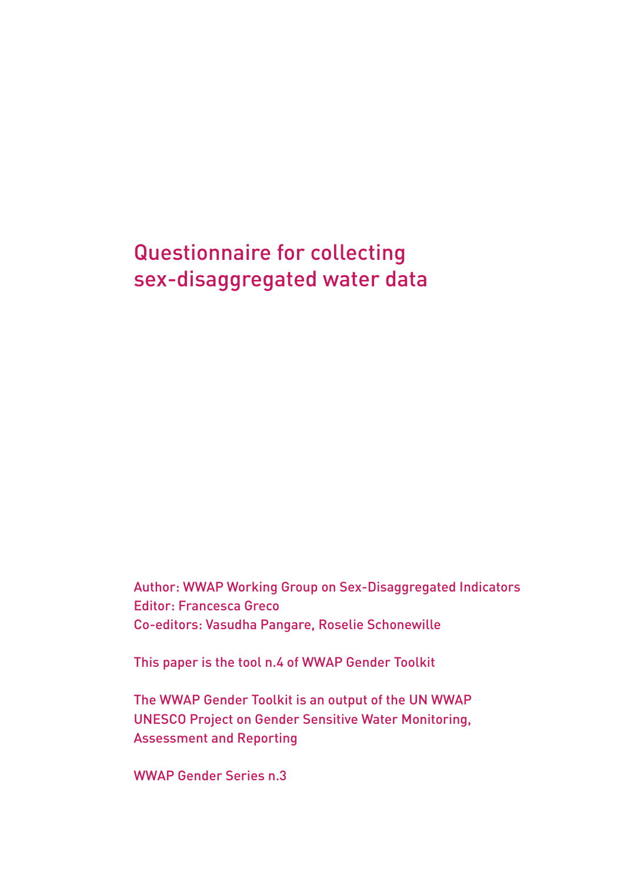# Questionnaire for collecting sex-disaggregated water data

Author: WWAP Working Group on Sex-Disaggregated Indicators
Editor: Francesca Greco
Co-editors: Vasudha Pangare, Roselie Schonewille

This paper is the tool n.4 of WWAP Gender Toolkit

The WWAP Gender Toolkit is an output of the UN WWAP UNESCO Project on Gender Sensitive Water Monitoring, Assessment and Reporting

WWAP Gender Series n.3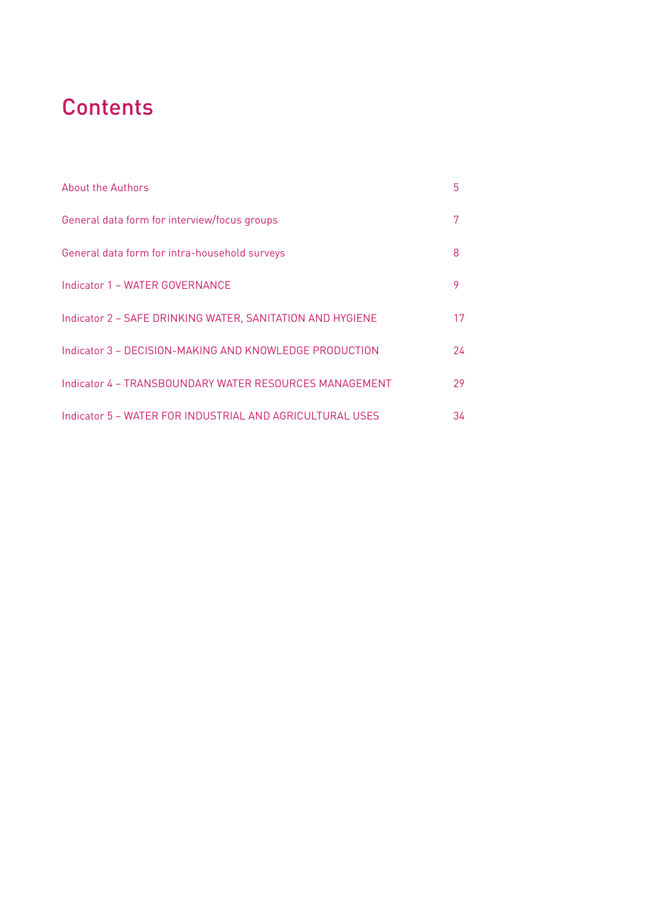# Contents

| | |
|---|---|
| About the Authors | 5 |
| General data form for interview/focus groups | 7 |
| General data form for intra-household surveys | 8 |
| Indicator 1 – WATER GOVERNANCE | 9 |
| Indicator 2 – SAFE DRINKING WATER, SANITATION AND HYGIENE | 17 |
| Indicator 3 – DECISION-MAKING AND KNOWLEDGE PRODUCTION | 24 |
| Indicator 4 – TRANSBOUNDARY WATER RESOURCES MANAGEMENT | 29 |
| Indicator 5 – WATER FOR INDUSTRIAL AND AGRICULTURAL USES | 34 |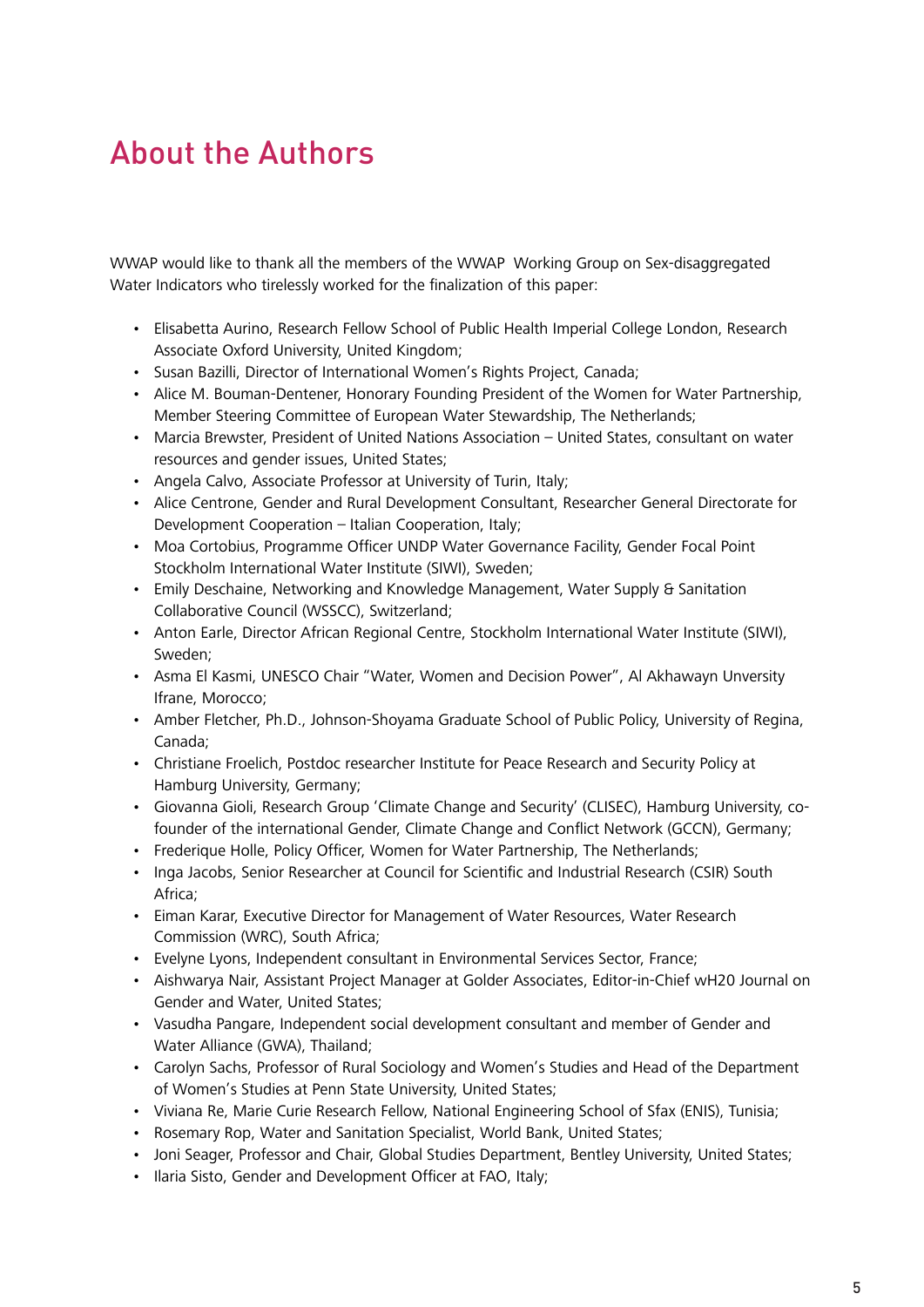# About the Authors

WWAP would like to thank all the members of the WWAP  Working Group on Sex-disaggregated Water Indicators who tirelessly worked for the finalization of this paper:

- Elisabetta Aurino, Research Fellow School of Public Health Imperial College London, Research Associate Oxford University, United Kingdom;
- Susan Bazilli, Director of International Women's Rights Project, Canada;
- Alice M. Bouman-Dentener, Honorary Founding President of the Women for Water Partnership, Member Steering Committee of European Water Stewardship, The Netherlands;
- Marcia Brewster, President of United Nations Association – United States, consultant on water resources and gender issues, United States;
- Angela Calvo, Associate Professor at University of Turin, Italy;
- Alice Centrone, Gender and Rural Development Consultant, Researcher General Directorate for Development Cooperation – Italian Cooperation, Italy;
- Moa Cortobius, Programme Officer UNDP Water Governance Facility, Gender Focal Point Stockholm International Water Institute (SIWI), Sweden;
- Emily Deschaine, Networking and Knowledge Management, Water Supply & Sanitation Collaborative Council (WSSCC), Switzerland;
- Anton Earle, Director African Regional Centre, Stockholm International Water Institute (SIWI), Sweden;
- Asma El Kasmi, UNESCO Chair "Water, Women and Decision Power", Al Akhawayn Unversity Ifrane, Morocco;
- Amber Fletcher, Ph.D., Johnson-Shoyama Graduate School of Public Policy, University of Regina, Canada;
- Christiane Froelich, Postdoc researcher Institute for Peace Research and Security Policy at Hamburg University, Germany;
- Giovanna Gioli, Research Group 'Climate Change and Security' (CLISEC), Hamburg University, co-founder of the international Gender, Climate Change and Conflict Network (GCCN), Germany;
- Frederique Holle, Policy Officer, Women for Water Partnership, The Netherlands;
- Inga Jacobs, Senior Researcher at Council for Scientific and Industrial Research (CSIR) South Africa;
- Eiman Karar, Executive Director for Management of Water Resources, Water Research Commission (WRC), South Africa;
- Evelyne Lyons, Independent consultant in Environmental Services Sector, France;
- Aishwarya Nair, Assistant Project Manager at Golder Associates, Editor-in-Chief wH20 Journal on Gender and Water, United States;
- Vasudha Pangare, Independent social development consultant and member of Gender and Water Alliance (GWA), Thailand;
- Carolyn Sachs, Professor of Rural Sociology and Women's Studies and Head of the Department of Women's Studies at Penn State University, United States;
- Viviana Re, Marie Curie Research Fellow, National Engineering School of Sfax (ENIS), Tunisia;
- Rosemary Rop, Water and Sanitation Specialist, World Bank, United States;
- Joni Seager, Professor and Chair, Global Studies Department, Bentley University, United States;
- Ilaria Sisto, Gender and Development Officer at FAO, Italy;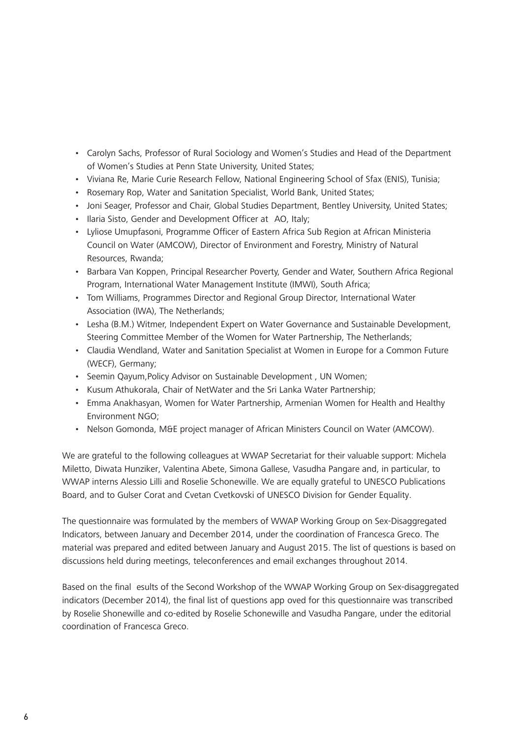- Carolyn Sachs, Professor of Rural Sociology and Women's Studies and Head of the Department of Women's Studies at Penn State University, United States;
- Viviana Re, Marie Curie Research Fellow, National Engineering School of Sfax (ENIS), Tunisia;
- Rosemary Rop, Water and Sanitation Specialist, World Bank, United States;
- Joni Seager, Professor and Chair, Global Studies Department, Bentley University, United States;
- Ilaria Sisto, Gender and Development Officer at AO, Italy;
- Lyliose Umupfasoni, Programme Officer of Eastern Africa Sub Region at African Ministeria Council on Water (AMCOW), Director of Environment and Forestry, Ministry of Natural Resources, Rwanda;
- Barbara Van Koppen, Principal Researcher Poverty, Gender and Water, Southern Africa Regional Program, International Water Management Institute (IMWI), South Africa;
- Tom Williams, Programmes Director and Regional Group Director, International Water Association (IWA), The Netherlands;
- Lesha (B.M.) Witmer, Independent Expert on Water Governance and Sustainable Development, Steering Committee Member of the Women for Water Partnership, The Netherlands;
- Claudia Wendland, Water and Sanitation Specialist at Women in Europe for a Common Future (WECF), Germany;
- Seemin Qayum,Policy Advisor on Sustainable Development , UN Women;
- Kusum Athukorala, Chair of NetWater and the Sri Lanka Water Partnership;
- Emma Anakhasyan, Women for Water Partnership, Armenian Women for Health and Healthy Environment NGO;
- Nelson Gomonda, M&E project manager of African Ministers Council on Water (AMCOW).

We are grateful to the following colleagues at WWAP Secretariat for their valuable support: Michela Miletto, Diwata Hunziker, Valentina Abete, Simona Gallese, Vasudha Pangare and, in particular, to WWAP interns Alessio Lilli and Roselie Schonewille. We are equally grateful to UNESCO Publications Board, and to Gulser Corat and Cvetan Cvetkovski of UNESCO Division for Gender Equality.

The questionnaire was formulated by the members of WWAP Working Group on Sex-Disaggregated Indicators, between January and December 2014, under the coordination of Francesca Greco. The material was prepared and edited between January and August 2015. The list of questions is based on discussions held during meetings, teleconferences and email exchanges throughout 2014.

Based on the final esults of the Second Workshop of the WWAP Working Group on Sex-disaggregated indicators (December 2014), the final list of questions app oved for this questionnaire was transcribed by Roselie Shonewille and co-edited by Roselie Schonewille and Vasudha Pangare, under the editorial coordination of Francesca Greco.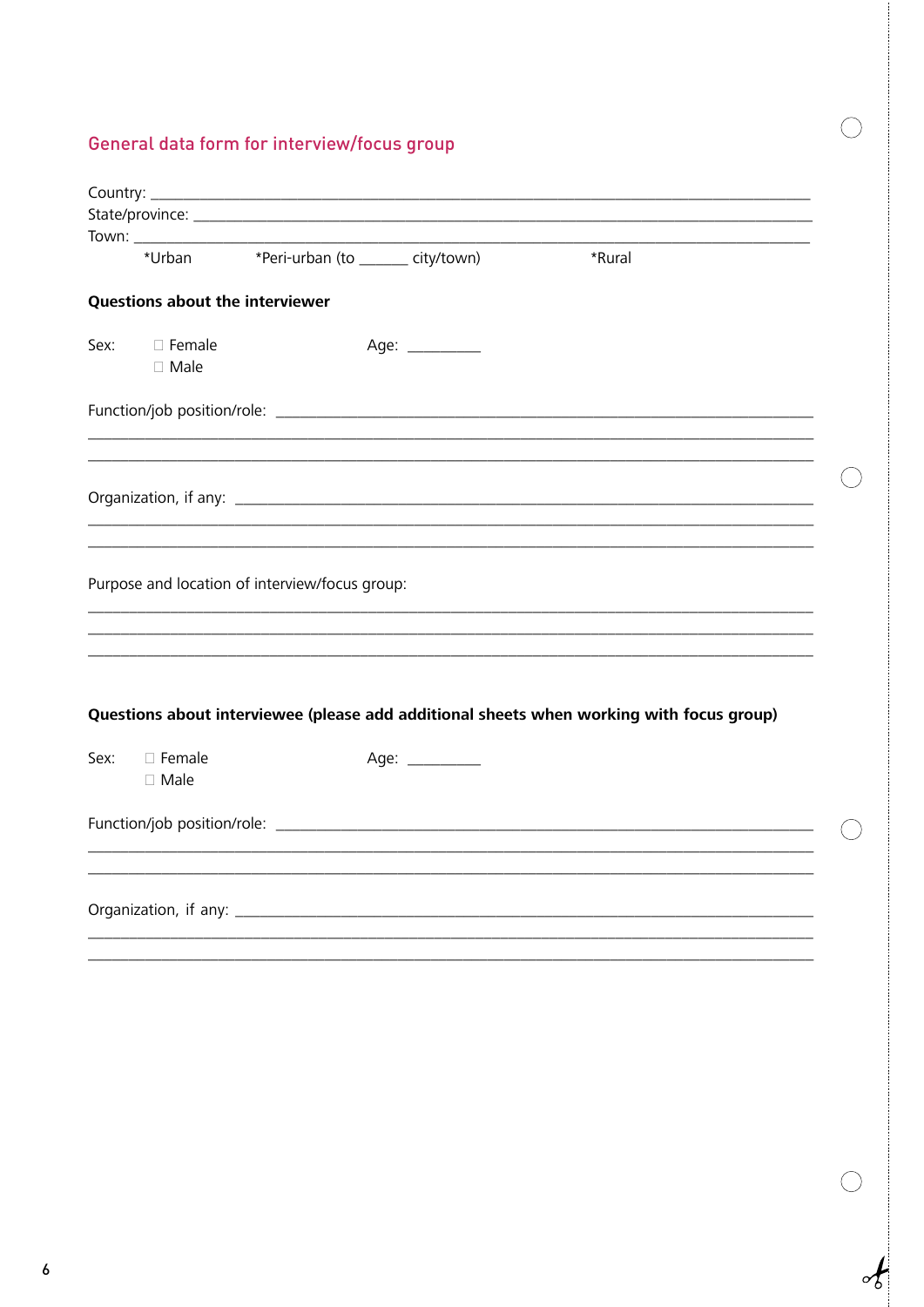## General data form for interview/focus group

Country: ___________________________________________________________________________

State/province: ______________________________________________________________________

Town: _____________________________________________________________________________

*Urban *Peri-urban (to ______ city/town) *Rural

**Questions about the interviewer**

Sex: ☐ Female Age: _________
☐ Male

Function/job position/role: _______________________________________________________

_____________________________________________________________________________

_____________________________________________________________________________

Organization, if any: ______________________________________________________________

_____________________________________________________________________________

_____________________________________________________________________________

Purpose and location of interview/focus group:

_____________________________________________________________________________

_____________________________________________________________________________

_____________________________________________________________________________

**Questions about interviewee (please add additional sheets when working with focus group)**

Sex: ☐ Female Age: _________
☐ Male

Function/job position/role: _______________________________________________________

_____________________________________________________________________________

_____________________________________________________________________________

Organization, if any: ______________________________________________________________

_____________________________________________________________________________

_____________________________________________________________________________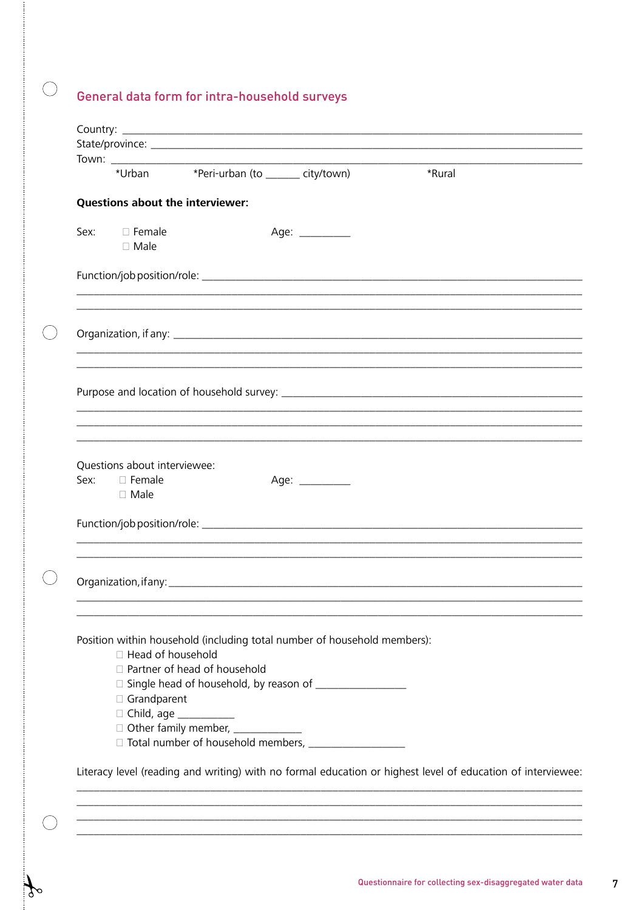## General data form for intra-household surveys

Country: ____________________________________________________________

State/province: ______________________________________________________

Town: ______________________________________________________________

*Urban *Peri-urban (to ______ city/town) *Rural

**Questions about the interviewer:**

Sex: ☐ Female Age: _________
☐ Male

Function/job position/role: ____________________________________________

________________________________________________________________

________________________________________________________________

Organization, if any: _________________________________________________

________________________________________________________________

________________________________________________________________

Purpose and location of household survey: _____________________________

________________________________________________________________

________________________________________________________________

________________________________________________________________

Questions about interviewee:

Sex: ☐ Female Age: _________
☐ Male

Function/job position/role: ____________________________________________

________________________________________________________________

________________________________________________________________

Organization, if any: _________________________________________________

________________________________________________________________

________________________________________________________________

Position within household (including total number of household members):

- ☐ Head of household
- ☐ Partner of head of household
- ☐ Single head of household, by reason of ________________
- ☐ Grandparent
- ☐ Child, age __________
- ☐ Other family member, ____________
- ☐ Total number of household members, ________________

Literacy level (reading and writing) with no formal education or highest level of education of interviewee:

________________________________________________________________

________________________________________________________________

________________________________________________________________

________________________________________________________________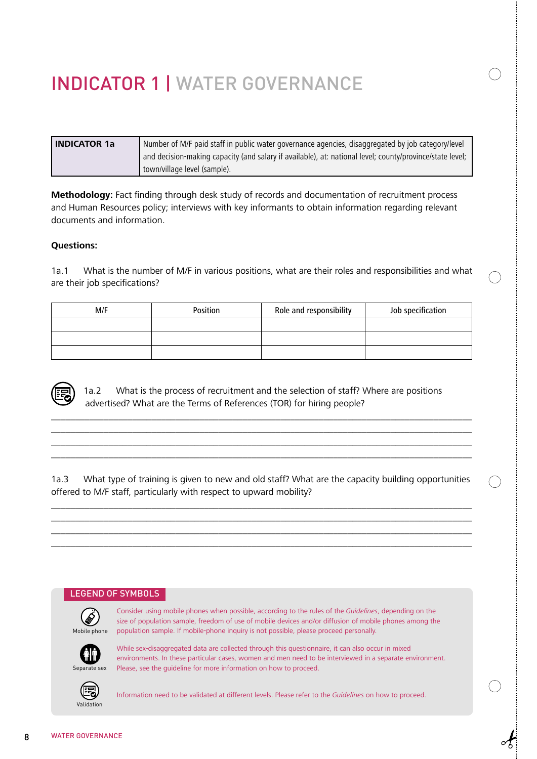# INDICATOR 1 | WATER GOVERNANCE

| INDICATOR 1a | Number of M/F paid staff in public water governance agencies, disaggregated by job category/level and decision-making capacity (and salary if available), at: national level; county/province/state level; town/village level (sample). |
|---|---|

**Methodology:** Fact finding through desk study of records and documentation of recruitment process and Human Resources policy; interviews with key informants to obtain information regarding relevant documents and information.

**Questions:**

1a.1 What is the number of M/F in various positions, what are their roles and responsibilities and what are their job specifications?

| M/F | Position | Role and responsibility | Job specification |
|---|---|---|---|
| | | | |
| | | | |
| | | | |

1a.2 What is the process of recruitment and the selection of staff? Where are positions advertised? What are the Terms of References (TOR) for hiring people?

_______________________________________________________________________________
_______________________________________________________________________________
_______________________________________________________________________________
_______________________________________________________________________________

1a.3 What type of training is given to new and old staff? What are the capacity building opportunities offered to M/F staff, particularly with respect to upward mobility?

_______________________________________________________________________________
_______________________________________________________________________________
_______________________________________________________________________________
_______________________________________________________________________________

## LEGEND OF SYMBOLS

**Mobile phone**: Consider using mobile phones when possible, according to the rules of the *Guidelines*, depending on the size of population sample, freedom of use of mobile devices and/or diffusion of mobile phones among the population sample. If mobile-phone inquiry is not possible, please proceed personally.

**Separate sex**: While sex-disaggregated data are collected through this questionnaire, it can also occur in mixed environments. In these particular cases, women and men need to be interviewed in a separate environment. Please, see the guideline for more information on how to proceed.

**Validation**: Information need to be validated at different levels. Please refer to the *Guidelines* on how to proceed.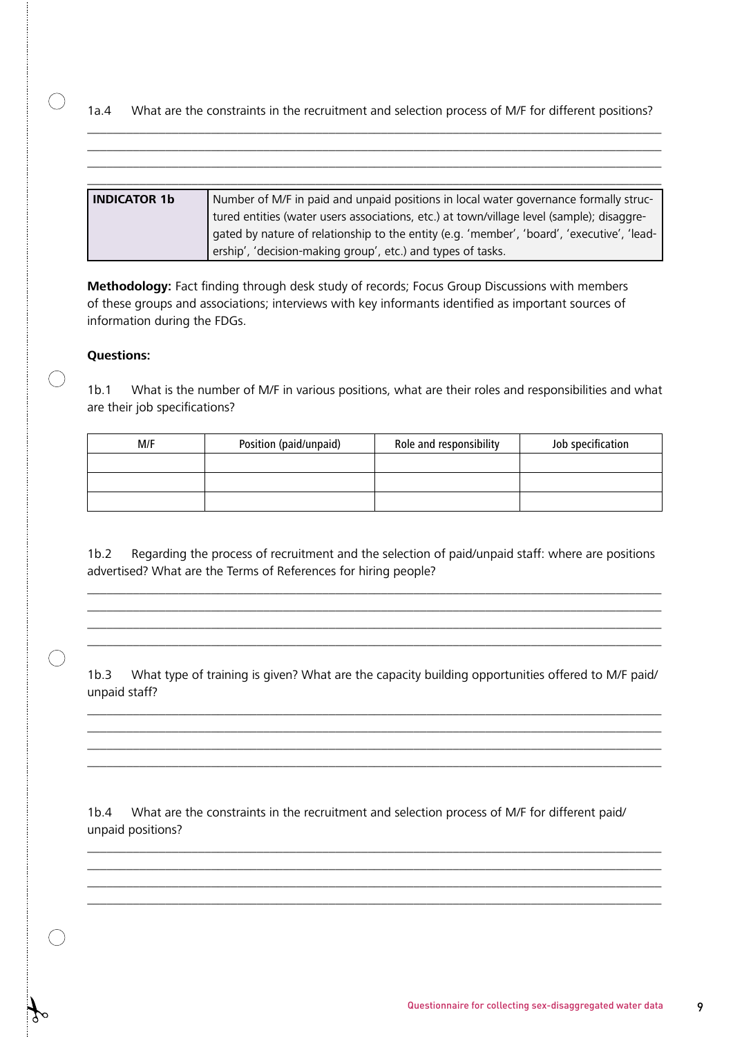1a.4 What are the constraints in the recruitment and selection process of M/F for different positions?

______________________________________________________________________________

______________________________________________________________________________

______________________________________________________________________________

| **INDICATOR 1b** | Number of M/F in paid and unpaid positions in local water governance formally structured entities (water users associations, etc.) at town/village level (sample); disaggregated by nature of relationship to the entity (e.g. 'member', 'board', 'executive', 'leadership', 'decision-making group', etc.) and types of tasks. |
|---|---|

**Methodology:** Fact finding through desk study of records; Focus Group Discussions with members of these groups and associations; interviews with key informants identified as important sources of information during the FDGs.

**Questions:**

1b.1 What is the number of M/F in various positions, what are their roles and responsibilities and what are their job specifications?

| M/F | Position (paid/unpaid) | Role and responsibility | Job specification |
|---|---|---|---|
| | | | |
| | | | |
| | | | |

1b.2 Regarding the process of recruitment and the selection of paid/unpaid staff: where are positions advertised? What are the Terms of References for hiring people?

______________________________________________________________________________

______________________________________________________________________________

______________________________________________________________________________

______________________________________________________________________________

1b.3 What type of training is given? What are the capacity building opportunities offered to M/F paid/unpaid staff?

______________________________________________________________________________

______________________________________________________________________________

______________________________________________________________________________

______________________________________________________________________________

1b.4 What are the constraints in the recruitment and selection process of M/F for different paid/unpaid positions?

______________________________________________________________________________

______________________________________________________________________________

______________________________________________________________________________

______________________________________________________________________________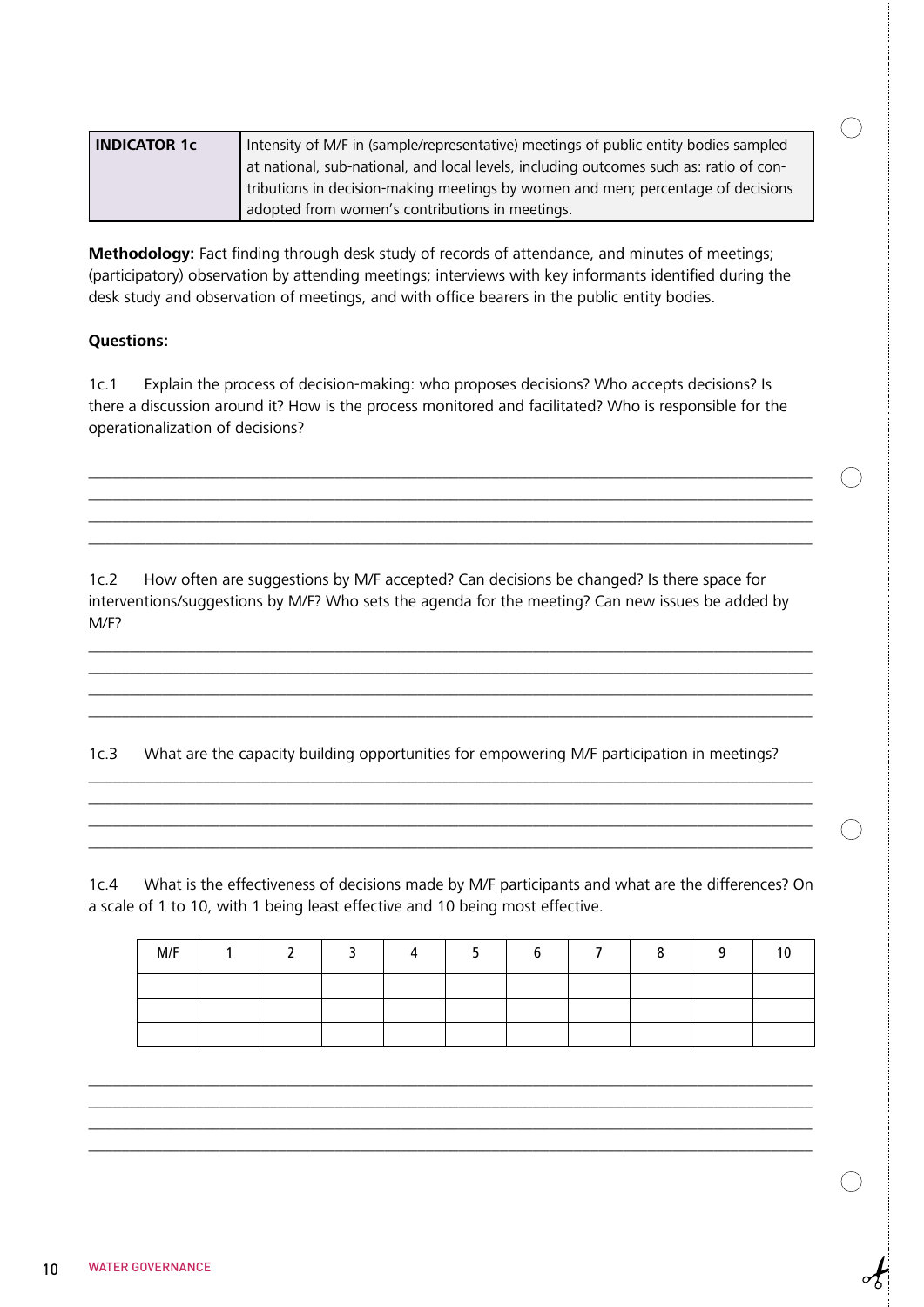| INDICATOR 1c | Intensity of M/F in (sample/representative) meetings of public entity bodies sampled at national, sub-national, and local levels, including outcomes such as: ratio of contributions in decision-making meetings by women and men; percentage of decisions adopted from women's contributions in meetings. |
|---|---|

**Methodology:** Fact finding through desk study of records of attendance, and minutes of meetings; (participatory) observation by attending meetings; interviews with key informants identified during the desk study and observation of meetings, and with office bearers in the public entity bodies.

**Questions:**

1c.1 Explain the process of decision-making: who proposes decisions? Who accepts decisions? Is there a discussion around it? How is the process monitored and facilitated? Who is responsible for the operationalization of decisions?

______________________________________________________________________________

______________________________________________________________________________

______________________________________________________________________________

______________________________________________________________________________

1c.2 How often are suggestions by M/F accepted? Can decisions be changed? Is there space for interventions/suggestions by M/F? Who sets the agenda for the meeting? Can new issues be added by M/F?

______________________________________________________________________________

______________________________________________________________________________

______________________________________________________________________________

______________________________________________________________________________

1c.3 What are the capacity building opportunities for empowering M/F participation in meetings?

______________________________________________________________________________

______________________________________________________________________________

______________________________________________________________________________

______________________________________________________________________________

1c.4 What is the effectiveness of decisions made by M/F participants and what are the differences? On a scale of 1 to 10, with 1 being least effective and 10 being most effective.

| M/F | 1 | 2 | 3 | 4 | 5 | 6 | 7 | 8 | 9 | 10 |
|---|---|---|---|---|---|---|---|---|---|---|
| | | | | | | | | | | |
| | | | | | | | | | | |
| | | | | | | | | | | |

______________________________________________________________________________

______________________________________________________________________________

______________________________________________________________________________

______________________________________________________________________________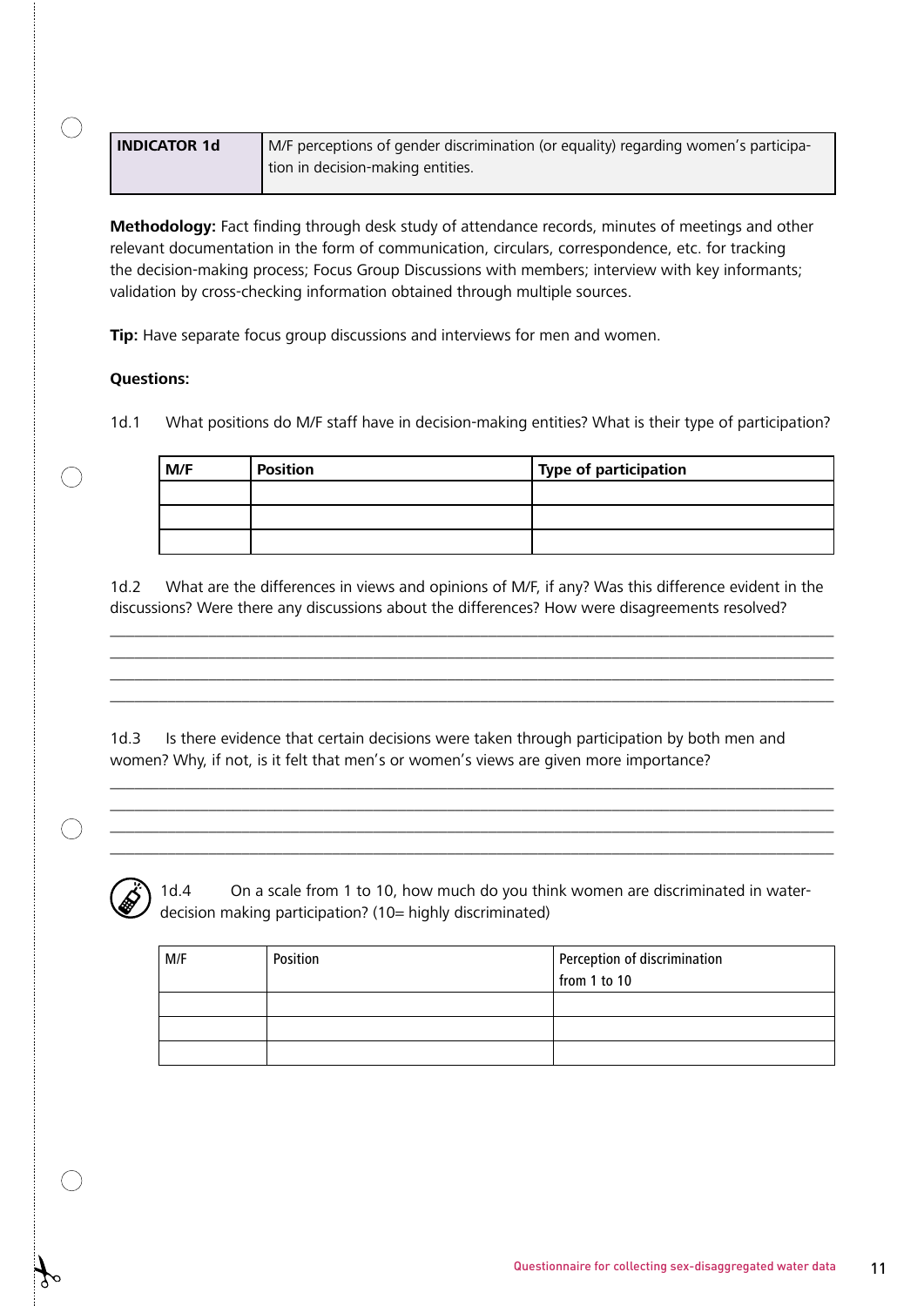| INDICATOR 1d | M/F perceptions of gender discrimination (or equality) regarding women's participation in decision-making entities. |
|---|---|

**Methodology:** Fact finding through desk study of attendance records, minutes of meetings and other relevant documentation in the form of communication, circulars, correspondence, etc. for tracking the decision-making process; Focus Group Discussions with members; interview with key informants; validation by cross-checking information obtained through multiple sources.

**Tip:** Have separate focus group discussions and interviews for men and women.

**Questions:**

1d.1 What positions do M/F staff have in decision-making entities? What is their type of participation?

| M/F | Position | Type of participation |
|---|---|---|
| | | |
| | | |
| | | |

1d.2 What are the differences in views and opinions of M/F, if any? Was this difference evident in the discussions? Were there any discussions about the differences? How were disagreements resolved?

\_\_\_\_\_\_\_\_\_\_\_\_\_\_\_\_\_\_\_\_\_\_\_\_\_\_\_\_\_\_\_\_\_\_\_\_\_\_\_\_\_\_\_\_\_\_\_\_\_\_\_\_\_\_\_\_\_\_\_\_\_\_\_\_\_\_\_\_\_\_\_\_\_\_\_\_\_\_

\_\_\_\_\_\_\_\_\_\_\_\_\_\_\_\_\_\_\_\_\_\_\_\_\_\_\_\_\_\_\_\_\_\_\_\_\_\_\_\_\_\_\_\_\_\_\_\_\_\_\_\_\_\_\_\_\_\_\_\_\_\_\_\_\_\_\_\_\_\_\_\_\_\_\_\_\_\_

\_\_\_\_\_\_\_\_\_\_\_\_\_\_\_\_\_\_\_\_\_\_\_\_\_\_\_\_\_\_\_\_\_\_\_\_\_\_\_\_\_\_\_\_\_\_\_\_\_\_\_\_\_\_\_\_\_\_\_\_\_\_\_\_\_\_\_\_\_\_\_\_\_\_\_\_\_\_

\_\_\_\_\_\_\_\_\_\_\_\_\_\_\_\_\_\_\_\_\_\_\_\_\_\_\_\_\_\_\_\_\_\_\_\_\_\_\_\_\_\_\_\_\_\_\_\_\_\_\_\_\_\_\_\_\_\_\_\_\_\_\_\_\_\_\_\_\_\_\_\_\_\_\_\_\_\_

1d.3 Is there evidence that certain decisions were taken through participation by both men and women? Why, if not, is it felt that men's or women's views are given more importance?

\_\_\_\_\_\_\_\_\_\_\_\_\_\_\_\_\_\_\_\_\_\_\_\_\_\_\_\_\_\_\_\_\_\_\_\_\_\_\_\_\_\_\_\_\_\_\_\_\_\_\_\_\_\_\_\_\_\_\_\_\_\_\_\_\_\_\_\_\_\_\_\_\_\_\_\_\_\_

\_\_\_\_\_\_\_\_\_\_\_\_\_\_\_\_\_\_\_\_\_\_\_\_\_\_\_\_\_\_\_\_\_\_\_\_\_\_\_\_\_\_\_\_\_\_\_\_\_\_\_\_\_\_\_\_\_\_\_\_\_\_\_\_\_\_\_\_\_\_\_\_\_\_\_\_\_\_

\_\_\_\_\_\_\_\_\_\_\_\_\_\_\_\_\_\_\_\_\_\_\_\_\_\_\_\_\_\_\_\_\_\_\_\_\_\_\_\_\_\_\_\_\_\_\_\_\_\_\_\_\_\_\_\_\_\_\_\_\_\_\_\_\_\_\_\_\_\_\_\_\_\_\_\_\_\_

\_\_\_\_\_\_\_\_\_\_\_\_\_\_\_\_\_\_\_\_\_\_\_\_\_\_\_\_\_\_\_\_\_\_\_\_\_\_\_\_\_\_\_\_\_\_\_\_\_\_\_\_\_\_\_\_\_\_\_\_\_\_\_\_\_\_\_\_\_\_\_\_\_\_\_\_\_\_

1d.4 On a scale from 1 to 10, how much do you think women are discriminated in water-decision making participation? (10= highly discriminated)

| M/F | Position | Perception of discrimination from 1 to 10 |
|---|---|---|
| | | |
| | | |
| | | |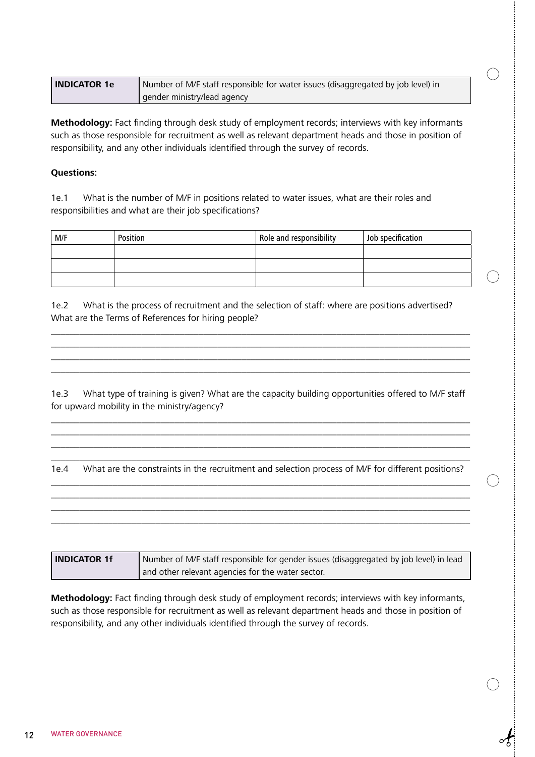| INDICATOR 1e | Number of M/F staff responsible for water issues (disaggregated by job level) in gender ministry/lead agency |
|---|---|

**Methodology:** Fact finding through desk study of employment records; interviews with key informants such as those responsible for recruitment as well as relevant department heads and those in position of responsibility, and any other individuals identified through the survey of records.

**Questions:**

1e.1 What is the number of M/F in positions related to water issues, what are their roles and responsibilities and what are their job specifications?

| M/F | Position | Role and responsibility | Job specification |
|---|---|---|---|
| | | | |
| | | | |
| | | | |

1e.2 What is the process of recruitment and the selection of staff: where are positions advertised? What are the Terms of References for hiring people?

______________________________________________________________________________

______________________________________________________________________________

______________________________________________________________________________

______________________________________________________________________________

1e.3 What type of training is given? What are the capacity building opportunities offered to M/F staff for upward mobility in the ministry/agency?

______________________________________________________________________________

______________________________________________________________________________

______________________________________________________________________________

______________________________________________________________________________

1e.4 What are the constraints in the recruitment and selection process of M/F for different positions?

______________________________________________________________________________

______________________________________________________________________________

______________________________________________________________________________

______________________________________________________________________________

| INDICATOR 1f | Number of M/F staff responsible for gender issues (disaggregated by job level) in lead and other relevant agencies for the water sector. |
|---|---|

**Methodology:** Fact finding through desk study of employment records; interviews with key informants, such as those responsible for recruitment as well as relevant department heads and those in position of responsibility, and any other individuals identified through the survey of records.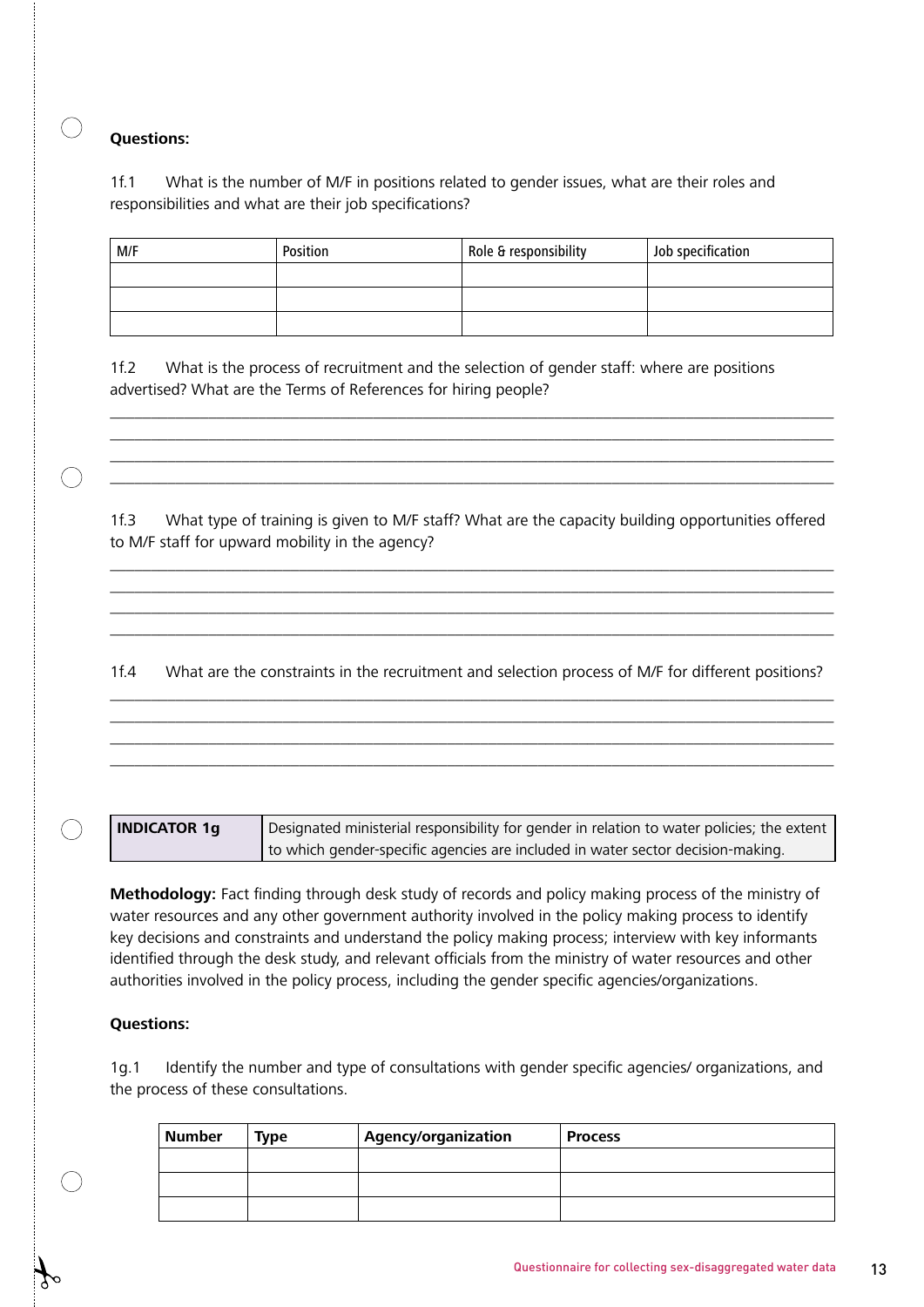**Questions:**

1f.1 What is the number of M/F in positions related to gender issues, what are their roles and responsibilities and what are their job specifications?

| M/F | Position | Role & responsibility | Job specification |
|---|---|---|---|
| | | | |
| | | | |
| | | | |

1f.2 What is the process of recruitment and the selection of gender staff: where are positions advertised? What are the Terms of References for hiring people?

___________________________________________________________________________
___________________________________________________________________________
___________________________________________________________________________
___________________________________________________________________________

1f.3 What type of training is given to M/F staff? What are the capacity building opportunities offered to M/F staff for upward mobility in the agency?

___________________________________________________________________________
___________________________________________________________________________
___________________________________________________________________________
___________________________________________________________________________

1f.4 What are the constraints in the recruitment and selection process of M/F for different positions?

___________________________________________________________________________
___________________________________________________________________________
___________________________________________________________________________
___________________________________________________________________________

| **INDICATOR 1g** | Designated ministerial responsibility for gender in relation to water policies; the extent to which gender-specific agencies are included in water sector decision-making. |
|---|---|

**Methodology:** Fact finding through desk study of records and policy making process of the ministry of water resources and any other government authority involved in the policy making process to identify key decisions and constraints and understand the policy making process; interview with key informants identified through the desk study, and relevant officials from the ministry of water resources and other authorities involved in the policy process, including the gender specific agencies/organizations.

**Questions:**

1g.1 Identify the number and type of consultations with gender specific agencies/ organizations, and the process of these consultations.

| **Number** | **Type** | **Agency/organization** | **Process** |
|---|---|---|---|
| | | | |
| | | | |
| | | | |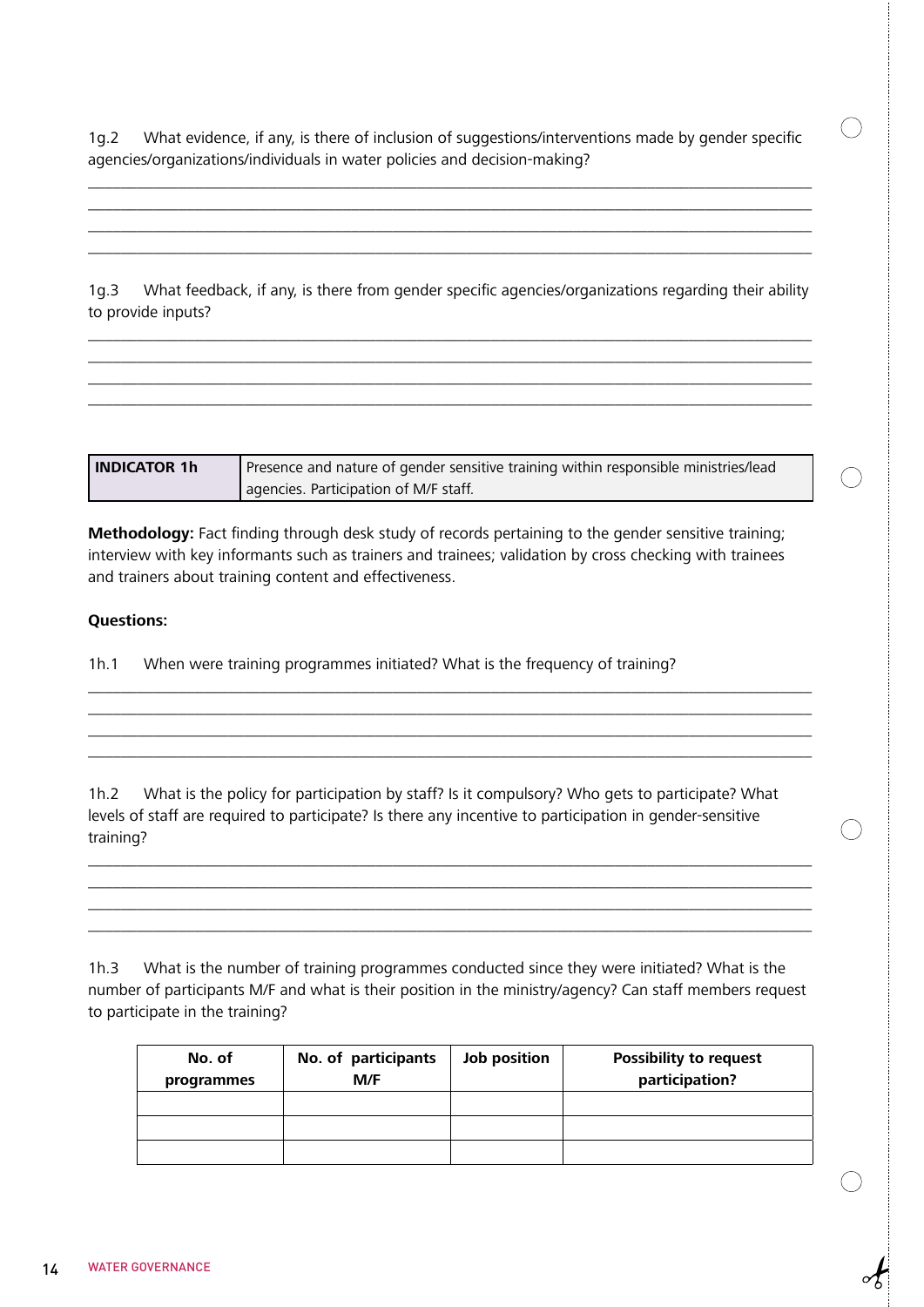1g.2 What evidence, if any, is there of inclusion of suggestions/interventions made by gender specific agencies/organizations/individuals in water policies and decision-making?

________________________________________________________________________________
________________________________________________________________________________
________________________________________________________________________________
________________________________________________________________________________

1g.3 What feedback, if any, is there from gender specific agencies/organizations regarding their ability to provide inputs?

________________________________________________________________________________
________________________________________________________________________________
________________________________________________________________________________
________________________________________________________________________________

| **INDICATOR 1h** | Presence and nature of gender sensitive training within responsible ministries/lead agencies. Participation of M/F staff. |
|---|---|

**Methodology:** Fact finding through desk study of records pertaining to the gender sensitive training; interview with key informants such as trainers and trainees; validation by cross checking with trainees and trainers about training content and effectiveness.

**Questions:**

1h.1 When were training programmes initiated? What is the frequency of training?

________________________________________________________________________________
________________________________________________________________________________
________________________________________________________________________________
________________________________________________________________________________

1h.2 What is the policy for participation by staff? Is it compulsory? Who gets to participate? What levels of staff are required to participate? Is there any incentive to participation in gender-sensitive training?

________________________________________________________________________________
________________________________________________________________________________
________________________________________________________________________________
________________________________________________________________________________

1h.3 What is the number of training programmes conducted since they were initiated? What is the number of participants M/F and what is their position in the ministry/agency? Can staff members request to participate in the training?

| No. of programmes | No. of participants M/F | Job position | Possibility to request participation? |
|---|---|---|---|
| | | | |
| | | | |
| | | | |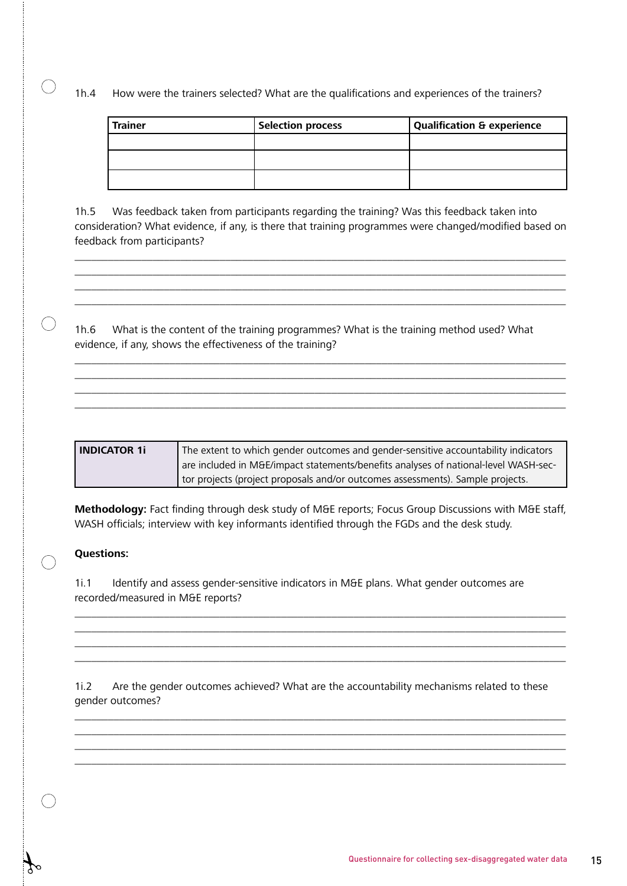1h.4 How were the trainers selected? What are the qualifications and experiences of the trainers?

| Trainer | Selection process | Qualification & experience |
|---|---|---|
| | | |
| | | |
| | | |

1h.5 Was feedback taken from participants regarding the training? Was this feedback taken into consideration? What evidence, if any, is there that training programmes were changed/modified based on feedback from participants?

\_\_\_\_\_\_\_\_\_\_\_\_\_\_\_\_\_\_\_\_\_\_\_\_\_\_\_\_\_\_\_\_\_\_\_\_\_\_\_\_\_\_\_\_\_\_\_\_\_\_\_\_\_\_\_\_\_\_\_\_\_\_\_\_\_\_\_\_\_\_
\_\_\_\_\_\_\_\_\_\_\_\_\_\_\_\_\_\_\_\_\_\_\_\_\_\_\_\_\_\_\_\_\_\_\_\_\_\_\_\_\_\_\_\_\_\_\_\_\_\_\_\_\_\_\_\_\_\_\_\_\_\_\_\_\_\_\_\_\_\_
\_\_\_\_\_\_\_\_\_\_\_\_\_\_\_\_\_\_\_\_\_\_\_\_\_\_\_\_\_\_\_\_\_\_\_\_\_\_\_\_\_\_\_\_\_\_\_\_\_\_\_\_\_\_\_\_\_\_\_\_\_\_\_\_\_\_\_\_\_\_
\_\_\_\_\_\_\_\_\_\_\_\_\_\_\_\_\_\_\_\_\_\_\_\_\_\_\_\_\_\_\_\_\_\_\_\_\_\_\_\_\_\_\_\_\_\_\_\_\_\_\_\_\_\_\_\_\_\_\_\_\_\_\_\_\_\_\_\_\_\_

1h.6 What is the content of the training programmes? What is the training method used? What evidence, if any, shows the effectiveness of the training?

\_\_\_\_\_\_\_\_\_\_\_\_\_\_\_\_\_\_\_\_\_\_\_\_\_\_\_\_\_\_\_\_\_\_\_\_\_\_\_\_\_\_\_\_\_\_\_\_\_\_\_\_\_\_\_\_\_\_\_\_\_\_\_\_\_\_\_\_\_\_
\_\_\_\_\_\_\_\_\_\_\_\_\_\_\_\_\_\_\_\_\_\_\_\_\_\_\_\_\_\_\_\_\_\_\_\_\_\_\_\_\_\_\_\_\_\_\_\_\_\_\_\_\_\_\_\_\_\_\_\_\_\_\_\_\_\_\_\_\_\_
\_\_\_\_\_\_\_\_\_\_\_\_\_\_\_\_\_\_\_\_\_\_\_\_\_\_\_\_\_\_\_\_\_\_\_\_\_\_\_\_\_\_\_\_\_\_\_\_\_\_\_\_\_\_\_\_\_\_\_\_\_\_\_\_\_\_\_\_\_\_
\_\_\_\_\_\_\_\_\_\_\_\_\_\_\_\_\_\_\_\_\_\_\_\_\_\_\_\_\_\_\_\_\_\_\_\_\_\_\_\_\_\_\_\_\_\_\_\_\_\_\_\_\_\_\_\_\_\_\_\_\_\_\_\_\_\_\_\_\_\_

| **INDICATOR 1i** | The extent to which gender outcomes and gender-sensitive accountability indicators are included in M&E/impact statements/benefits analyses of national-level WASH-sector projects (project proposals and/or outcomes assessments). Sample projects. |
|---|---|

**Methodology:** Fact finding through desk study of M&E reports; Focus Group Discussions with M&E staff, WASH officials; interview with key informants identified through the FGDs and the desk study.

**Questions:**

1i.1 Identify and assess gender-sensitive indicators in M&E plans. What gender outcomes are recorded/measured in M&E reports?

\_\_\_\_\_\_\_\_\_\_\_\_\_\_\_\_\_\_\_\_\_\_\_\_\_\_\_\_\_\_\_\_\_\_\_\_\_\_\_\_\_\_\_\_\_\_\_\_\_\_\_\_\_\_\_\_\_\_\_\_\_\_\_\_\_\_\_\_\_\_
\_\_\_\_\_\_\_\_\_\_\_\_\_\_\_\_\_\_\_\_\_\_\_\_\_\_\_\_\_\_\_\_\_\_\_\_\_\_\_\_\_\_\_\_\_\_\_\_\_\_\_\_\_\_\_\_\_\_\_\_\_\_\_\_\_\_\_\_\_\_
\_\_\_\_\_\_\_\_\_\_\_\_\_\_\_\_\_\_\_\_\_\_\_\_\_\_\_\_\_\_\_\_\_\_\_\_\_\_\_\_\_\_\_\_\_\_\_\_\_\_\_\_\_\_\_\_\_\_\_\_\_\_\_\_\_\_\_\_\_\_
\_\_\_\_\_\_\_\_\_\_\_\_\_\_\_\_\_\_\_\_\_\_\_\_\_\_\_\_\_\_\_\_\_\_\_\_\_\_\_\_\_\_\_\_\_\_\_\_\_\_\_\_\_\_\_\_\_\_\_\_\_\_\_\_\_\_\_\_\_\_

1i.2 Are the gender outcomes achieved? What are the accountability mechanisms related to these gender outcomes?

\_\_\_\_\_\_\_\_\_\_\_\_\_\_\_\_\_\_\_\_\_\_\_\_\_\_\_\_\_\_\_\_\_\_\_\_\_\_\_\_\_\_\_\_\_\_\_\_\_\_\_\_\_\_\_\_\_\_\_\_\_\_\_\_\_\_\_\_\_\_
\_\_\_\_\_\_\_\_\_\_\_\_\_\_\_\_\_\_\_\_\_\_\_\_\_\_\_\_\_\_\_\_\_\_\_\_\_\_\_\_\_\_\_\_\_\_\_\_\_\_\_\_\_\_\_\_\_\_\_\_\_\_\_\_\_\_\_\_\_\_
\_\_\_\_\_\_\_\_\_\_\_\_\_\_\_\_\_\_\_\_\_\_\_\_\_\_\_\_\_\_\_\_\_\_\_\_\_\_\_\_\_\_\_\_\_\_\_\_\_\_\_\_\_\_\_\_\_\_\_\_\_\_\_\_\_\_\_\_\_\_
\_\_\_\_\_\_\_\_\_\_\_\_\_\_\_\_\_\_\_\_\_\_\_\_\_\_\_\_\_\_\_\_\_\_\_\_\_\_\_\_\_\_\_\_\_\_\_\_\_\_\_\_\_\_\_\_\_\_\_\_\_\_\_\_\_\_\_\_\_\_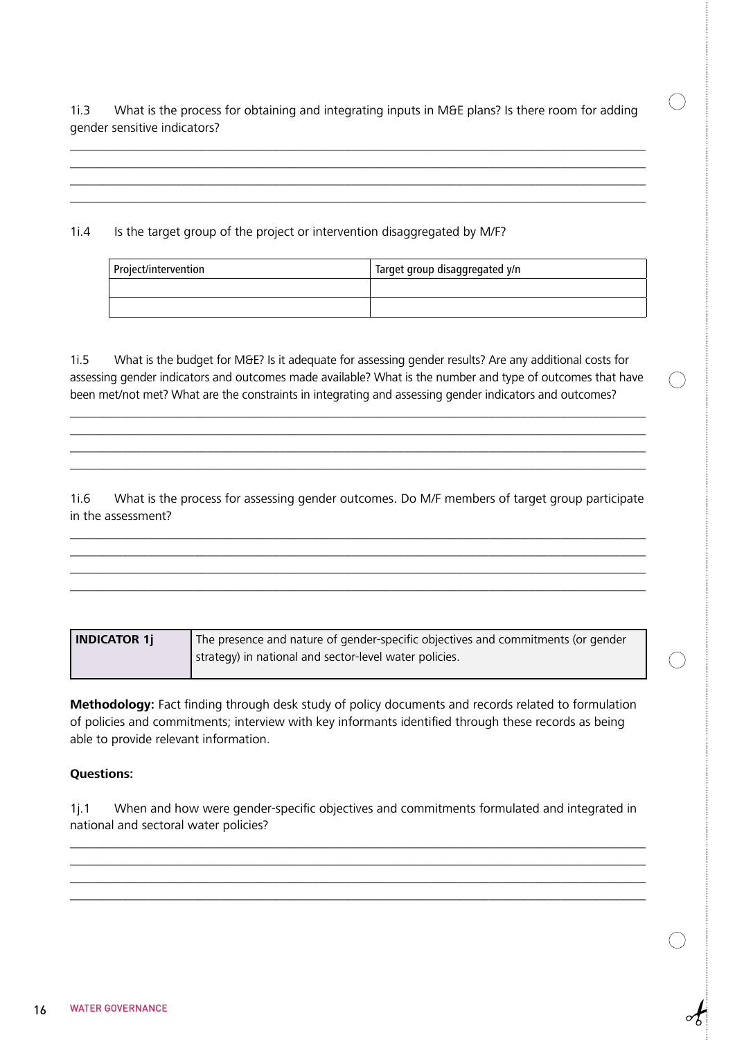1i.3 What is the process for obtaining and integrating inputs in M&E plans? Is there room for adding gender sensitive indicators?

______________________________________________________________________________
______________________________________________________________________________
______________________________________________________________________________
______________________________________________________________________________

1i.4 Is the target group of the project or intervention disaggregated by M/F?

| Project/intervention | Target group disaggregated y/n |
|---|---|
| | |
| | |

1i.5 What is the budget for M&E? Is it adequate for assessing gender results? Are any additional costs for assessing gender indicators and outcomes made available? What is the number and type of outcomes that have been met/not met? What are the constraints in integrating and assessing gender indicators and outcomes?

______________________________________________________________________________
______________________________________________________________________________
______________________________________________________________________________
______________________________________________________________________________

1i.6 What is the process for assessing gender outcomes. Do M/F members of target group participate in the assessment?

______________________________________________________________________________
______________________________________________________________________________
______________________________________________________________________________
______________________________________________________________________________

| **INDICATOR 1j** | The presence and nature of gender-specific objectives and commitments (or gender strategy) in national and sector-level water policies. |
|---|---|

**Methodology:** Fact finding through desk study of policy documents and records related to formulation of policies and commitments; interview with key informants identified through these records as being able to provide relevant information.

**Questions:**

1j.1 When and how were gender-specific objectives and commitments formulated and integrated in national and sectoral water policies?

______________________________________________________________________________
______________________________________________________________________________
______________________________________________________________________________
______________________________________________________________________________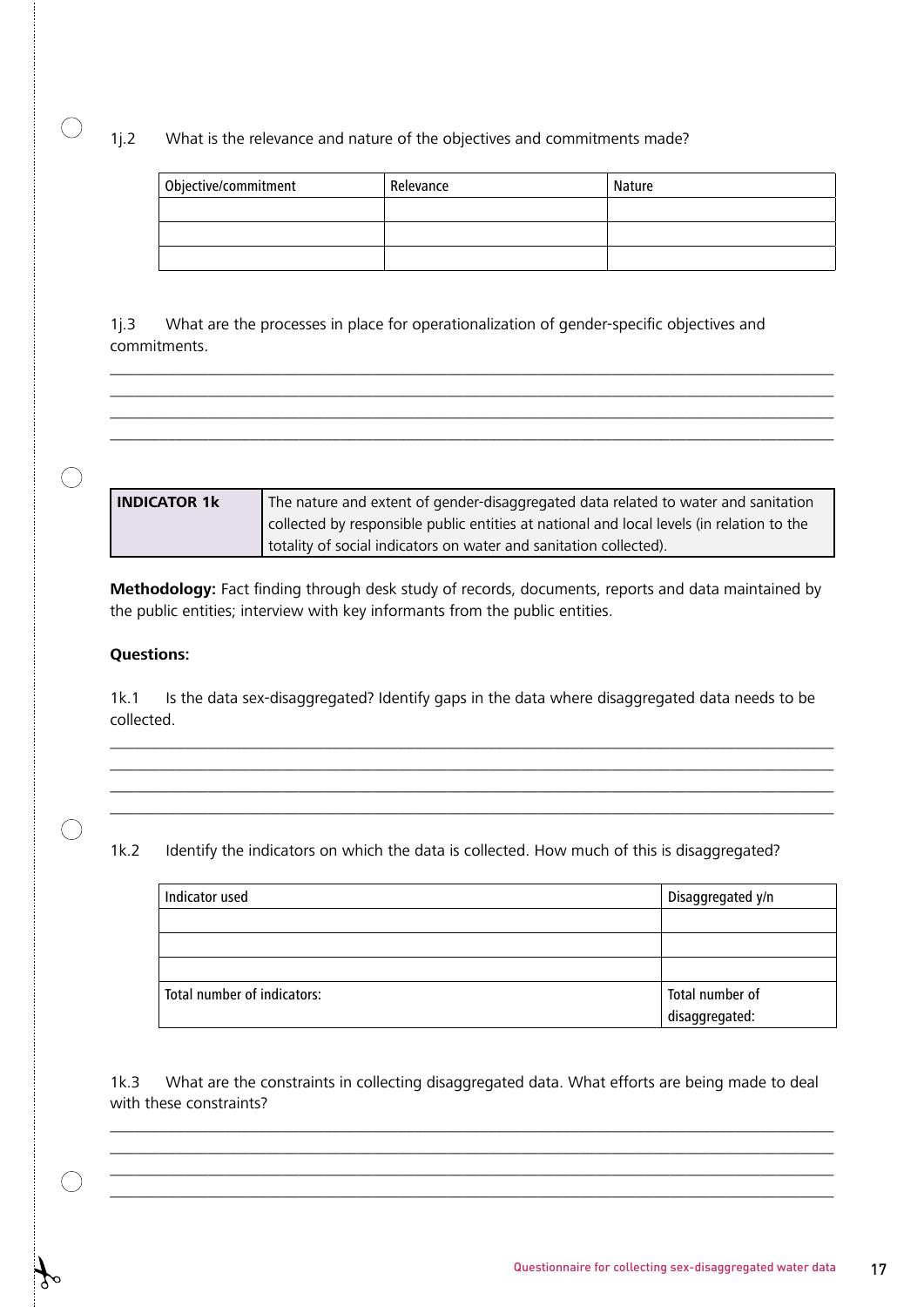1j.2 What is the relevance and nature of the objectives and commitments made?

| Objective/commitment | Relevance | Nature |
|---|---|---|
| | | |
| | | |
| | | |

1j.3 What are the processes in place for operationalization of gender-specific objectives and commitments.

___________________________________________________________________________

___________________________________________________________________________

___________________________________________________________________________

___________________________________________________________________________

| **INDICATOR 1k** | The nature and extent of gender-disaggregated data related to water and sanitation collected by responsible public entities at national and local levels (in relation to the totality of social indicators on water and sanitation collected). |
|---|---|

**Methodology:** Fact finding through desk study of records, documents, reports and data maintained by the public entities; interview with key informants from the public entities.

**Questions:**

1k.1 Is the data sex-disaggregated? Identify gaps in the data where disaggregated data needs to be collected.

___________________________________________________________________________

___________________________________________________________________________

___________________________________________________________________________

___________________________________________________________________________

1k.2 Identify the indicators on which the data is collected. How much of this is disaggregated?

| Indicator used | Disaggregated y/n |
|---|---|
| | |
| | |
| | |
| Total number of indicators: | Total number of disaggregated: |

1k.3 What are the constraints in collecting disaggregated data. What efforts are being made to deal with these constraints?

___________________________________________________________________________

___________________________________________________________________________

___________________________________________________________________________

___________________________________________________________________________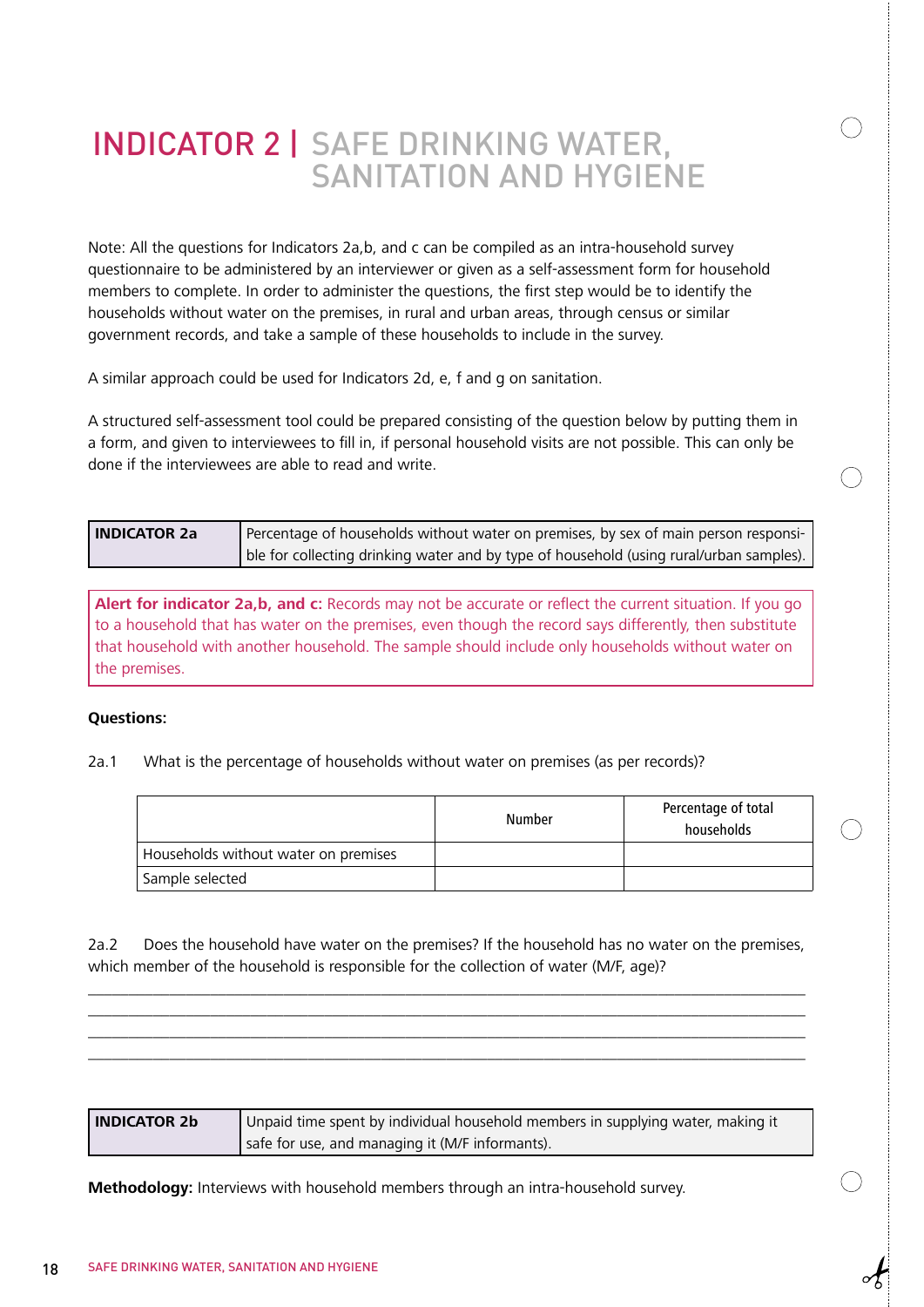# INDICATOR 2 | SAFE DRINKING WATER, SANITATION AND HYGIENE

Note: All the questions for Indicators 2a,b, and c can be compiled as an intra-household survey questionnaire to be administered by an interviewer or given as a self-assessment form for household members to complete. In order to administer the questions, the first step would be to identify the households without water on the premises, in rural and urban areas, through census or similar government records, and take a sample of these households to include in the survey.

A similar approach could be used for Indicators 2d, e, f and g on sanitation.

A structured self-assessment tool could be prepared consisting of the question below by putting them in a form, and given to interviewees to fill in, if personal household visits are not possible. This can only be done if the interviewees are able to read and write.

| **INDICATOR 2a** | Percentage of households without water on premises, by sex of main person responsible for collecting drinking water and by type of household (using rural/urban samples). |
|---|---|

**Alert for indicator 2a,b, and c:** Records may not be accurate or reflect the current situation. If you go to a household that has water on the premises, even though the record says differently, then substitute that household with another household. The sample should include only households without water on the premises.

**Questions:**

2a.1 What is the percentage of households without water on premises (as per records)?

| | Number | Percentage of total households |
|---|---|---|
| Households without water on premises | | |
| Sample selected | | |

2a.2 Does the household have water on the premises? If the household has no water on the premises, which member of the household is responsible for the collection of water (M/F, age)?

______________________________________________________________________________

______________________________________________________________________________

______________________________________________________________________________

______________________________________________________________________________

| **INDICATOR 2b** | Unpaid time spent by individual household members in supplying water, making it safe for use, and managing it (M/F informants). |
|---|---|

**Methodology:** Interviews with household members through an intra-household survey.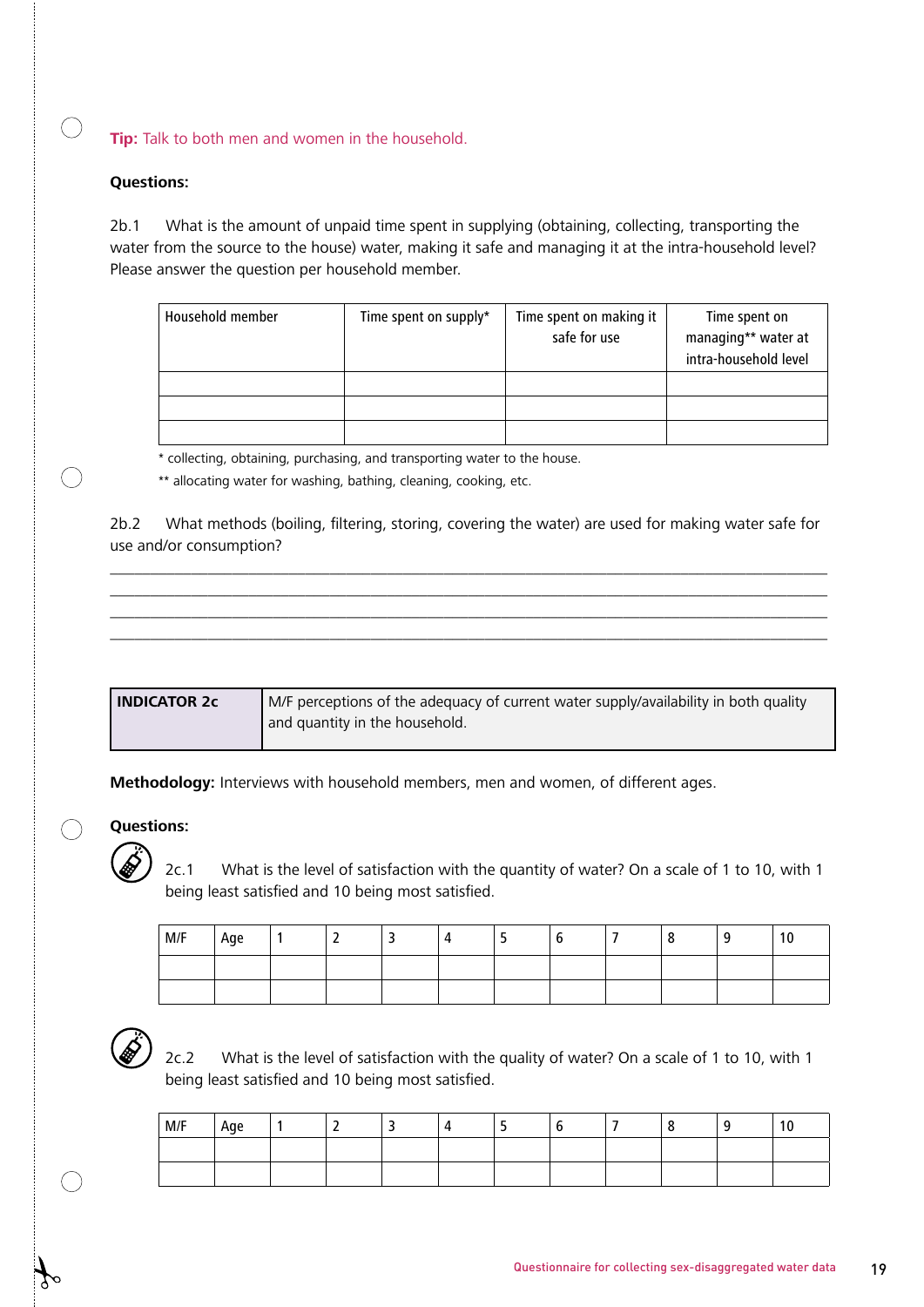**Tip:** Talk to both men and women in the household.

**Questions:**

2b.1 What is the amount of unpaid time spent in supplying (obtaining, collecting, transporting the water from the source to the house) water, making it safe and managing it at the intra-household level? Please answer the question per household member.

| Household member | Time spent on supply* | Time spent on making it safe for use | Time spent on managing** water at intra-household level |
|---|---|---|---|
| | | | |
| | | | |
| | | | |

* collecting, obtaining, purchasing, and transporting water to the house.

** allocating water for washing, bathing, cleaning, cooking, etc.

2b.2 What methods (boiling, filtering, storing, covering the water) are used for making water safe for use and/or consumption?

______________________________________________________________________________

______________________________________________________________________________

______________________________________________________________________________

______________________________________________________________________________

| **INDICATOR 2c** | M/F perceptions of the adequacy of current water supply/availability in both quality and quantity in the household. |
|---|---|

**Methodology:** Interviews with household members, men and women, of different ages.

**Questions:**

2c.1 What is the level of satisfaction with the quantity of water? On a scale of 1 to 10, with 1 being least satisfied and 10 being most satisfied.

| M/F | Age | 1 | 2 | 3 | 4 | 5 | 6 | 7 | 8 | 9 | 10 |
|---|---|---|---|---|---|---|---|---|---|---|---|
| | | | | | | | | | | | |
| | | | | | | | | | | | |

2c.2 What is the level of satisfaction with the quality of water? On a scale of 1 to 10, with 1 being least satisfied and 10 being most satisfied.

| M/F | Age | 1 | 2 | 3 | 4 | 5 | 6 | 7 | 8 | 9 | 10 |
|---|---|---|---|---|---|---|---|---|---|---|---|
| | | | | | | | | | | | |
| | | | | | | | | | | | |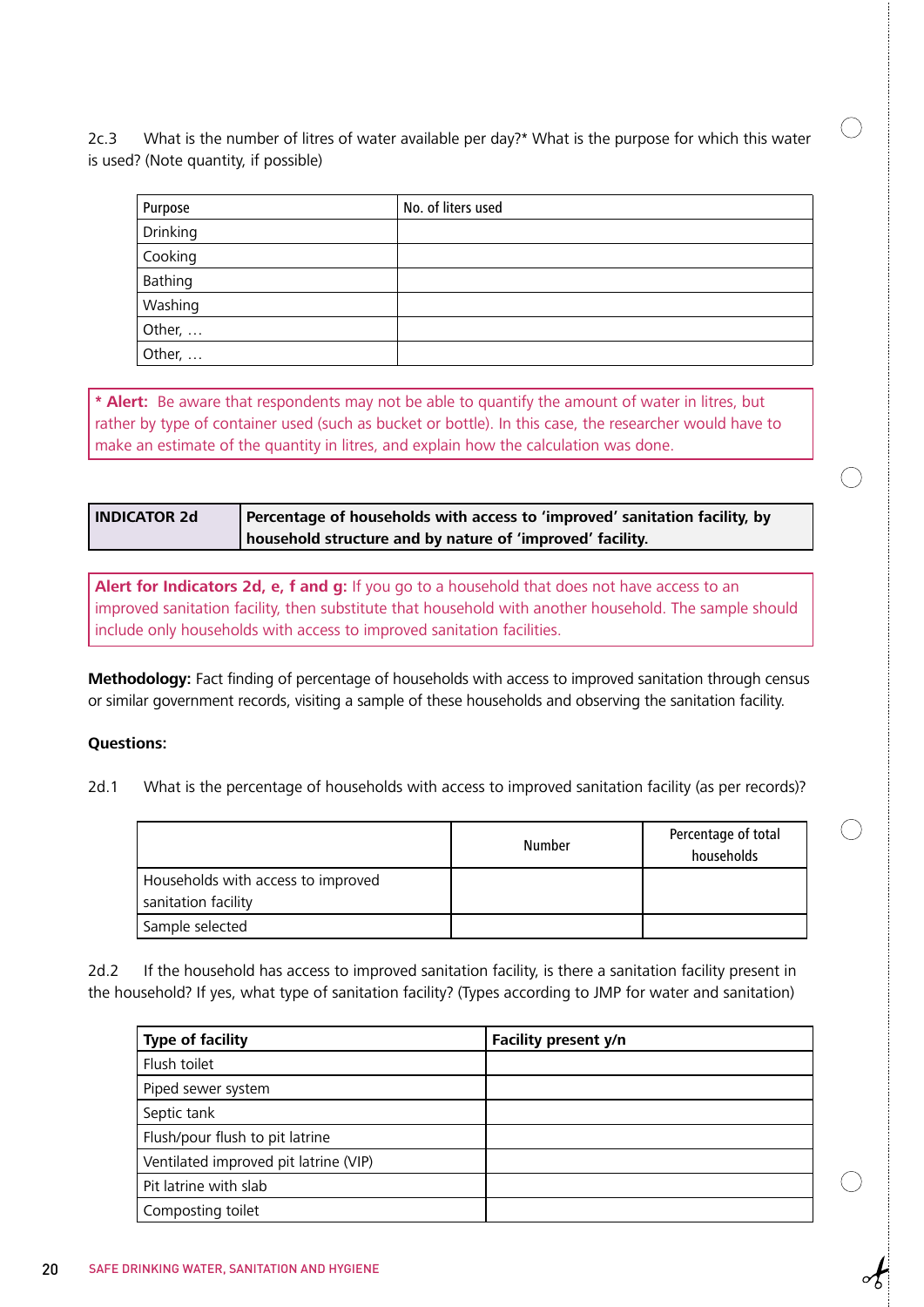2c.3 What is the number of litres of water available per day?* What is the purpose for which this water is used? (Note quantity, if possible)

| Purpose | No. of liters used |
|---|---|
| Drinking | |
| Cooking | |
| Bathing | |
| Washing | |
| Other, … | |
| Other, … | |

**\* Alert:** Be aware that respondents may not be able to quantify the amount of water in litres, but rather by type of container used (such as bucket or bottle). In this case, the researcher would have to make an estimate of the quantity in litres, and explain how the calculation was done.

| **INDICATOR 2d** | **Percentage of households with access to 'improved' sanitation facility, by household structure and by nature of 'improved' facility.** |
|---|---|

**Alert for Indicators 2d, e, f and g:** If you go to a household that does not have access to an improved sanitation facility, then substitute that household with another household. The sample should include only households with access to improved sanitation facilities.

**Methodology:** Fact finding of percentage of households with access to improved sanitation through census or similar government records, visiting a sample of these households and observing the sanitation facility.

**Questions:**

2d.1 What is the percentage of households with access to improved sanitation facility (as per records)?

| | Number | Percentage of total households |
|---|---|---|
| Households with access to improved sanitation facility | | |
| Sample selected | | |

2d.2 If the household has access to improved sanitation facility, is there a sanitation facility present in the household? If yes, what type of sanitation facility? (Types according to JMP for water and sanitation)

| **Type of facility** | **Facility present y/n** |
|---|---|
| Flush toilet | |
| Piped sewer system | |
| Septic tank | |
| Flush/pour flush to pit latrine | |
| Ventilated improved pit latrine (VIP) | |
| Pit latrine with slab | |
| Composting toilet | |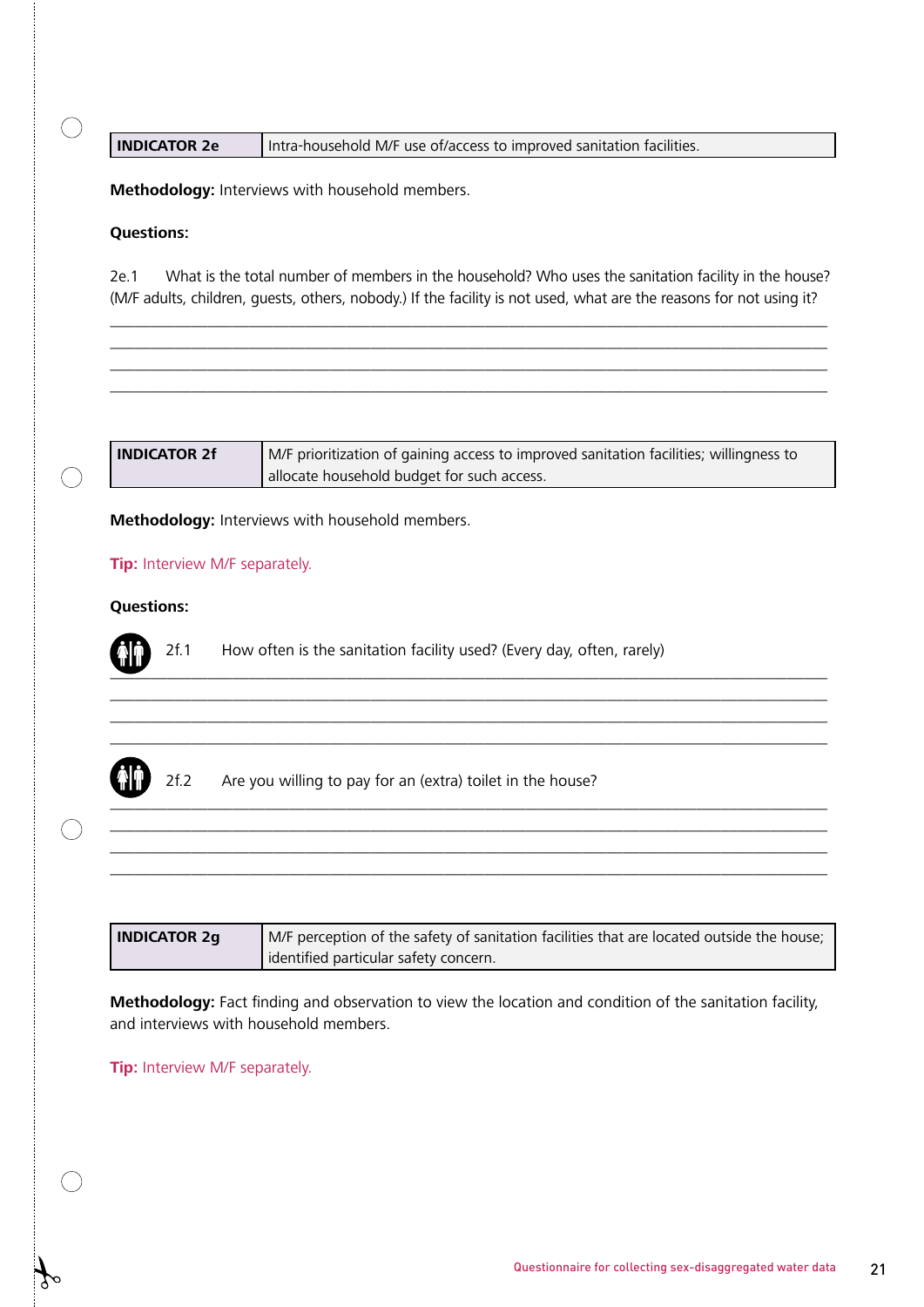| INDICATOR 2e | Intra-household M/F use of/access to improved sanitation facilities. |
|---|---|

**Methodology:** Interviews with household members.

**Questions:**

2e.1 What is the total number of members in the household? Who uses the sanitation facility in the house? (M/F adults, children, guests, others, nobody.) If the facility is not used, what are the reasons for not using it?

______________________________________________________________________________

______________________________________________________________________________

______________________________________________________________________________

______________________________________________________________________________

| INDICATOR 2f | M/F prioritization of gaining access to improved sanitation facilities; willingness to allocate household budget for such access. |
|---|---|

**Methodology:** Interviews with household members.

**Tip:** Interview M/F separately.

**Questions:**

2f.1 How often is the sanitation facility used? (Every day, often, rarely)

______________________________________________________________________________

______________________________________________________________________________

______________________________________________________________________________

______________________________________________________________________________

2f.2 Are you willing to pay for an (extra) toilet in the house?

______________________________________________________________________________

______________________________________________________________________________

______________________________________________________________________________

______________________________________________________________________________

| INDICATOR 2g | M/F perception of the safety of sanitation facilities that are located outside the house; identified particular safety concern. |
|---|---|

**Methodology:** Fact finding and observation to view the location and condition of the sanitation facility, and interviews with household members.

**Tip:** Interview M/F separately.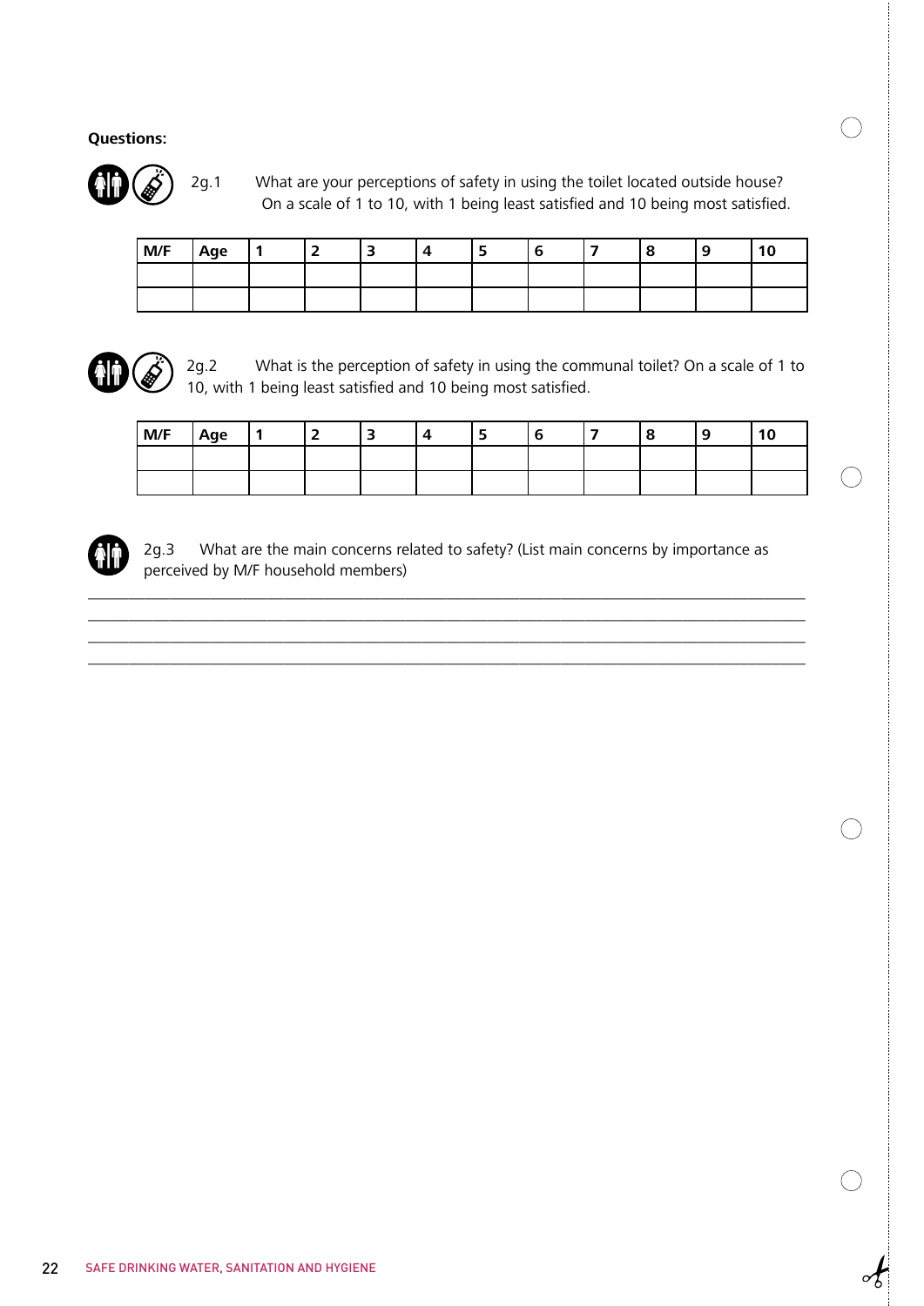**Questions:**

2g.1 What are your perceptions of safety in using the toilet located outside house? On a scale of 1 to 10, with 1 being least satisfied and 10 being most satisfied.

| M/F | Age | 1 | 2 | 3 | 4 | 5 | 6 | 7 | 8 | 9 | 10 |
|---|---|---|---|---|---|---|---|---|---|---|---|
| | | | | | | | | | | | |
| | | | | | | | | | | | |

2g.2 What is the perception of safety in using the communal toilet? On a scale of 1 to 10, with 1 being least satisfied and 10 being most satisfied.

| M/F | Age | 1 | 2 | 3 | 4 | 5 | 6 | 7 | 8 | 9 | 10 |
|---|---|---|---|---|---|---|---|---|---|---|---|
| | | | | | | | | | | | |
| | | | | | | | | | | | |

2g.3 What are the main concerns related to safety? (List main concerns by importance as perceived by M/F household members)

______________________________________________________________________________

______________________________________________________________________________

______________________________________________________________________________

______________________________________________________________________________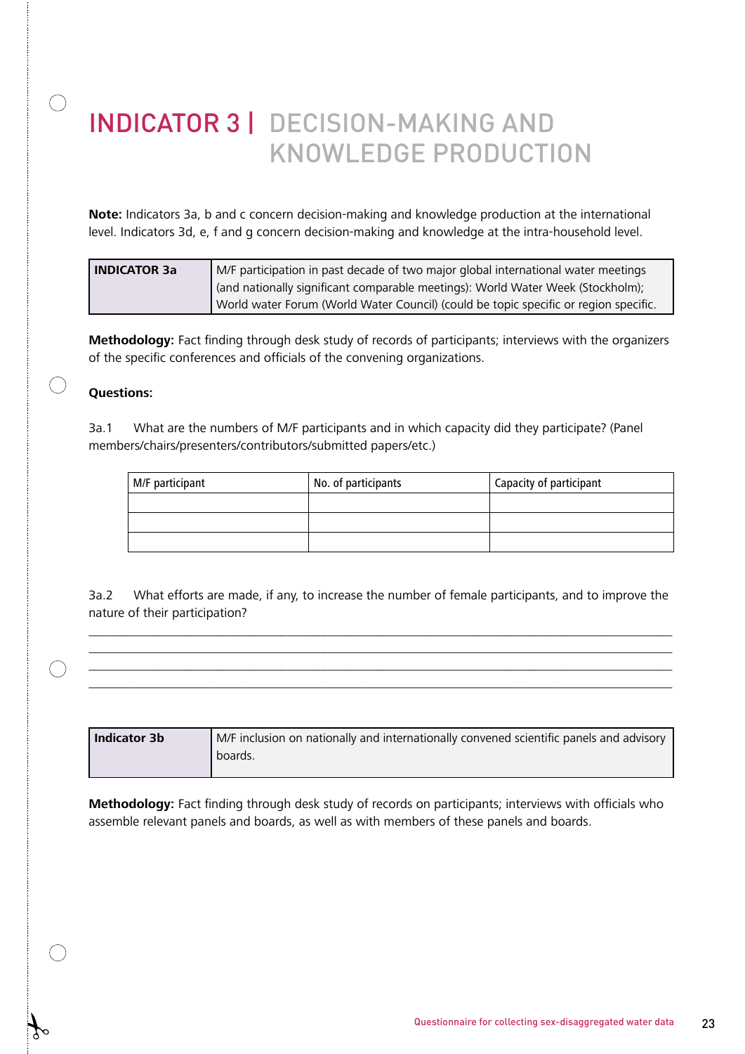# INDICATOR 3 | DECISION-MAKING AND KNOWLEDGE PRODUCTION

**Note:** Indicators 3a, b and c concern decision-making and knowledge production at the international level. Indicators 3d, e, f and g concern decision-making and knowledge at the intra-household level.

| **INDICATOR 3a** | M/F participation in past decade of two major global international water meetings (and nationally significant comparable meetings): World Water Week (Stockholm); World water Forum (World Water Council) (could be topic specific or region specific. |
|---|---|

**Methodology:** Fact finding through desk study of records of participants; interviews with the organizers of the specific conferences and officials of the convening organizations.

**Questions:**

3a.1 What are the numbers of M/F participants and in which capacity did they participate? (Panel members/chairs/presenters/contributors/submitted papers/etc.)

| M/F participant | No. of participants | Capacity of participant |
|---|---|---|
| | | |
| | | |
| | | |

3a.2 What efforts are made, if any, to increase the number of female participants, and to improve the nature of their participation?

______________________________________________________________________________

______________________________________________________________________________

______________________________________________________________________________

______________________________________________________________________________

| **Indicator 3b** | M/F inclusion on nationally and internationally convened scientific panels and advisory boards. |
|---|---|

**Methodology:** Fact finding through desk study of records on participants; interviews with officials who assemble relevant panels and boards, as well as with members of these panels and boards.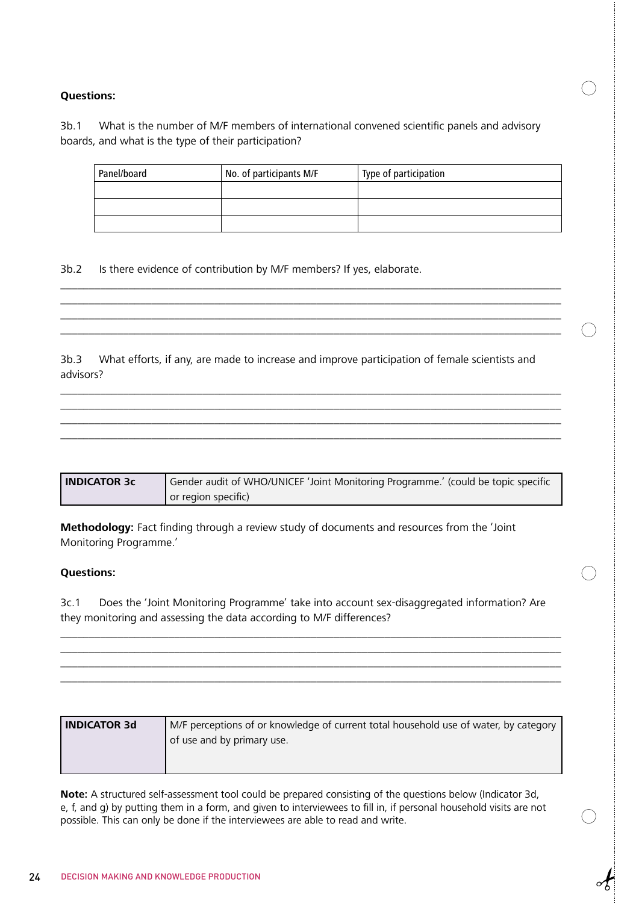**Questions:**

3b.1 What is the number of M/F members of international convened scientific panels and advisory boards, and what is the type of their participation?

| Panel/board | No. of participants M/F | Type of participation |
|---|---|---|
| | | |
| | | |
| | | |

3b.2 Is there evidence of contribution by M/F members? If yes, elaborate.

_______________________________________________________________________________

_______________________________________________________________________________

_______________________________________________________________________________

_______________________________________________________________________________

3b.3 What efforts, if any, are made to increase and improve participation of female scientists and advisors?

_______________________________________________________________________________

_______________________________________________________________________________

_______________________________________________________________________________

_______________________________________________________________________________

| **INDICATOR 3c** | Gender audit of WHO/UNICEF 'Joint Monitoring Programme.' (could be topic specific or region specific) |
|---|---|

**Methodology:** Fact finding through a review study of documents and resources from the 'Joint Monitoring Programme.'

**Questions:**

3c.1 Does the 'Joint Monitoring Programme' take into account sex-disaggregated information? Are they monitoring and assessing the data according to M/F differences?

_______________________________________________________________________________

_______________________________________________________________________________

_______________________________________________________________________________

_______________________________________________________________________________

| **INDICATOR 3d** | M/F perceptions of or knowledge of current total household use of water, by category of use and by primary use. |
|---|---|

**Note:** A structured self-assessment tool could be prepared consisting of the questions below (Indicator 3d, e, f, and g) by putting them in a form, and given to interviewees to fill in, if personal household visits are not possible. This can only be done if the interviewees are able to read and write.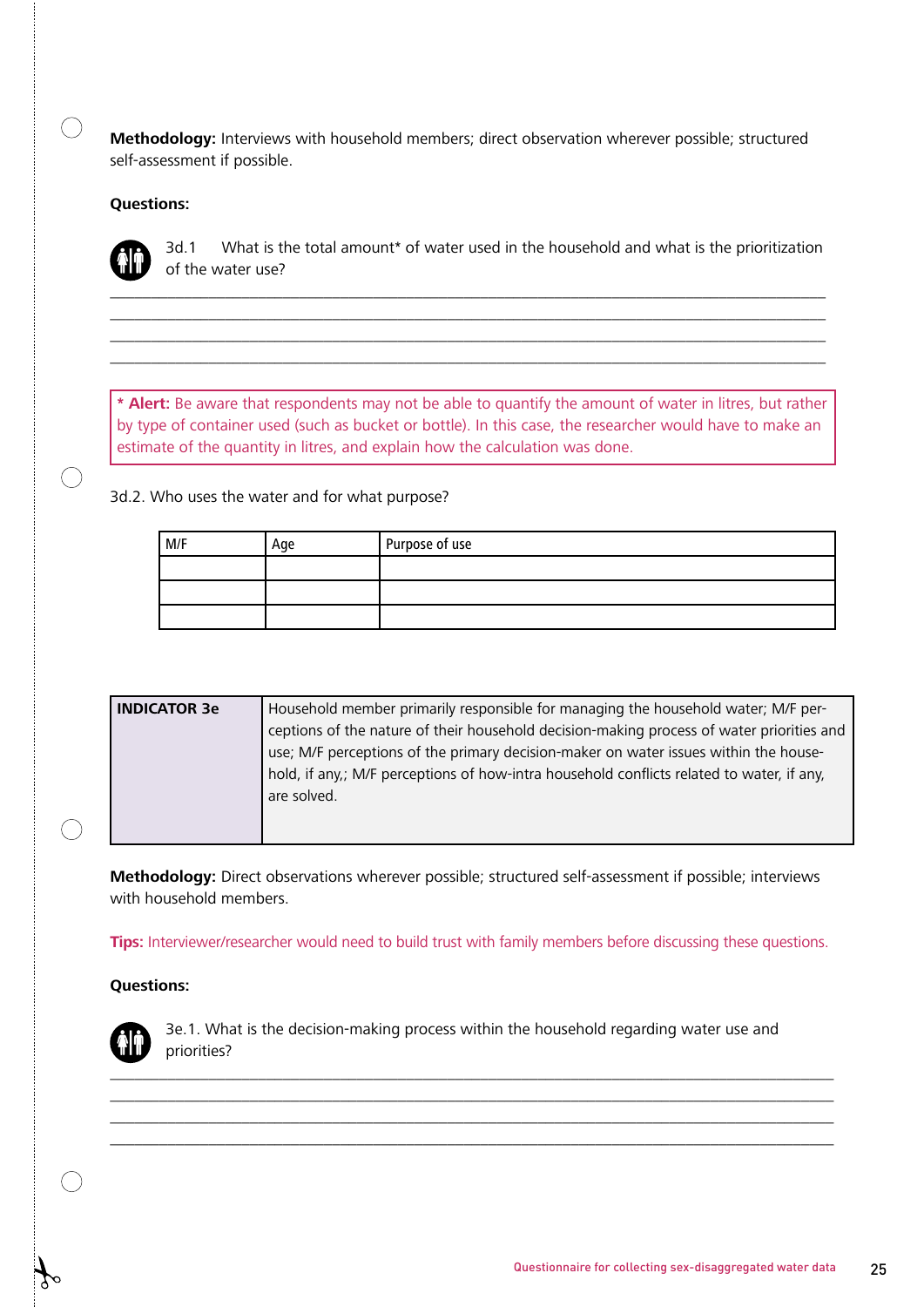**Methodology:** Interviews with household members; direct observation wherever possible; structured self-assessment if possible.

**Questions:**

3d.1 What is the total amount* of water used in the household and what is the prioritization of the water use?

\_\_\_\_\_\_\_\_\_\_\_\_\_\_\_\_\_\_\_\_\_\_\_\_\_\_\_\_\_\_\_\_\_\_\_\_\_\_\_\_\_\_\_\_\_\_\_\_\_\_\_\_\_\_\_\_\_\_\_\_\_\_\_\_\_\_\_\_\_\_\_\_\_\_\_\_\_\_

\_\_\_\_\_\_\_\_\_\_\_\_\_\_\_\_\_\_\_\_\_\_\_\_\_\_\_\_\_\_\_\_\_\_\_\_\_\_\_\_\_\_\_\_\_\_\_\_\_\_\_\_\_\_\_\_\_\_\_\_\_\_\_\_\_\_\_\_\_\_\_\_\_\_\_\_\_\_

\_\_\_\_\_\_\_\_\_\_\_\_\_\_\_\_\_\_\_\_\_\_\_\_\_\_\_\_\_\_\_\_\_\_\_\_\_\_\_\_\_\_\_\_\_\_\_\_\_\_\_\_\_\_\_\_\_\_\_\_\_\_\_\_\_\_\_\_\_\_\_\_\_\_\_\_\_\_

\_\_\_\_\_\_\_\_\_\_\_\_\_\_\_\_\_\_\_\_\_\_\_\_\_\_\_\_\_\_\_\_\_\_\_\_\_\_\_\_\_\_\_\_\_\_\_\_\_\_\_\_\_\_\_\_\_\_\_\_\_\_\_\_\_\_\_\_\_\_\_\_\_\_\_\_\_\_

> **\* Alert:** Be aware that respondents may not be able to quantify the amount of water in litres, but rather by type of container used (such as bucket or bottle). In this case, the researcher would have to make an estimate of the quantity in litres, and explain how the calculation was done.

3d.2. Who uses the water and for what purpose?

| M/F | Age | Purpose of use |
|---|---|---|
| | | |
| | | |
| | | |

| **INDICATOR 3e** | Household member primarily responsible for managing the household water; M/F perceptions of the nature of their household decision-making process of water priorities and use; M/F perceptions of the primary decision-maker on water issues within the household, if any,; M/F perceptions of how-intra household conflicts related to water, if any, are solved. |
|---|---|

**Methodology:** Direct observations wherever possible; structured self-assessment if possible; interviews with household members.

**Tips:** Interviewer/researcher would need to build trust with family members before discussing these questions.

**Questions:**

3e.1. What is the decision-making process within the household regarding water use and priorities?

\_\_\_\_\_\_\_\_\_\_\_\_\_\_\_\_\_\_\_\_\_\_\_\_\_\_\_\_\_\_\_\_\_\_\_\_\_\_\_\_\_\_\_\_\_\_\_\_\_\_\_\_\_\_\_\_\_\_\_\_\_\_\_\_\_\_\_\_\_\_\_\_\_\_\_\_\_\_

\_\_\_\_\_\_\_\_\_\_\_\_\_\_\_\_\_\_\_\_\_\_\_\_\_\_\_\_\_\_\_\_\_\_\_\_\_\_\_\_\_\_\_\_\_\_\_\_\_\_\_\_\_\_\_\_\_\_\_\_\_\_\_\_\_\_\_\_\_\_\_\_\_\_\_\_\_\_

\_\_\_\_\_\_\_\_\_\_\_\_\_\_\_\_\_\_\_\_\_\_\_\_\_\_\_\_\_\_\_\_\_\_\_\_\_\_\_\_\_\_\_\_\_\_\_\_\_\_\_\_\_\_\_\_\_\_\_\_\_\_\_\_\_\_\_\_\_\_\_\_\_\_\_\_\_\_

\_\_\_\_\_\_\_\_\_\_\_\_\_\_\_\_\_\_\_\_\_\_\_\_\_\_\_\_\_\_\_\_\_\_\_\_\_\_\_\_\_\_\_\_\_\_\_\_\_\_\_\_\_\_\_\_\_\_\_\_\_\_\_\_\_\_\_\_\_\_\_\_\_\_\_\_\_\_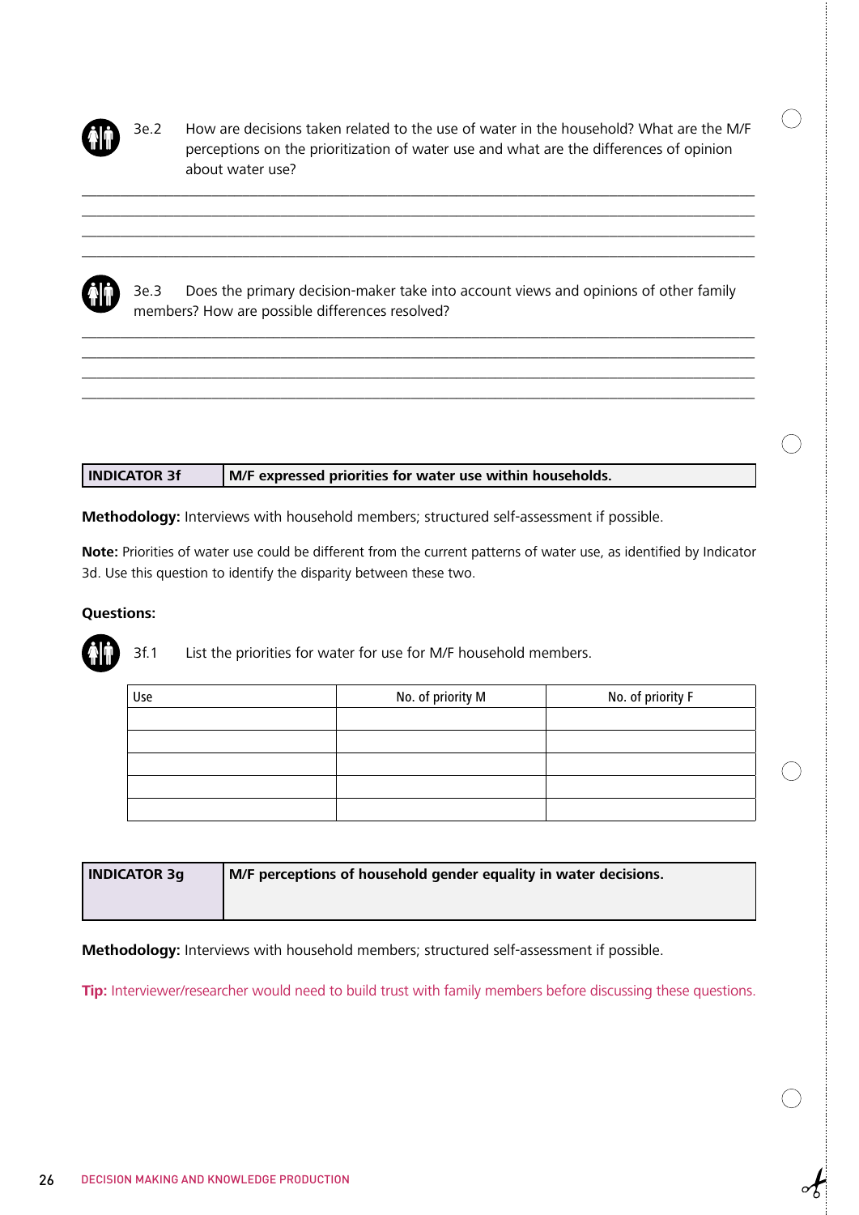3e.2 How are decisions taken related to the use of water in the household? What are the M/F perceptions on the prioritization of water use and what are the differences of opinion about water use?

_______________________________________________________________________________

_______________________________________________________________________________

_______________________________________________________________________________

_______________________________________________________________________________

3e.3 Does the primary decision-maker take into account views and opinions of other family members? How are possible differences resolved?

_______________________________________________________________________________

_______________________________________________________________________________

_______________________________________________________________________________

_______________________________________________________________________________

| INDICATOR 3f | M/F expressed priorities for water use within households. |
|---|---|

**Methodology:** Interviews with household members; structured self-assessment if possible.

**Note:** Priorities of water use could be different from the current patterns of water use, as identified by Indicator 3d. Use this question to identify the disparity between these two.

**Questions:**

3f.1 List the priorities for water for use for M/F household members.

| Use | No. of priority M | No. of priority F |
|---|---|---|
| | | |
| | | |
| | | |
| | | |
| | | |

| INDICATOR 3g | M/F perceptions of household gender equality in water decisions. |
|---|---|

**Methodology:** Interviews with household members; structured self-assessment if possible.

**Tip:** Interviewer/researcher would need to build trust with family members before discussing these questions.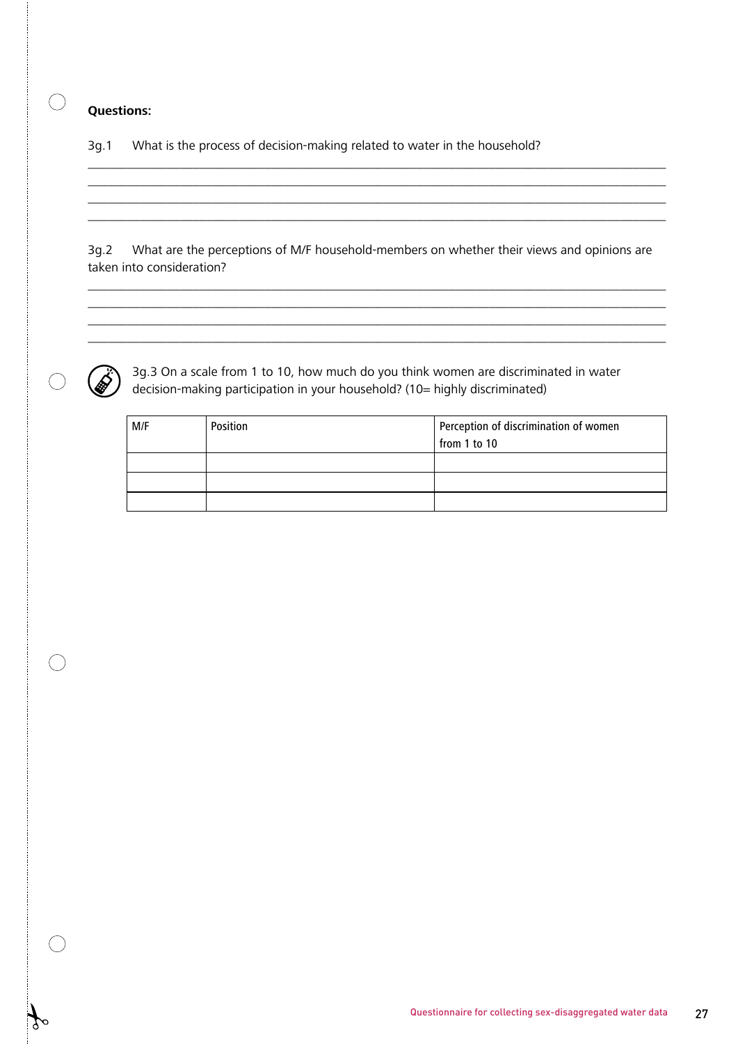**Questions:**

3g.1 What is the process of decision-making related to water in the household?

\_\_\_\_\_\_\_\_\_\_\_\_\_\_\_\_\_\_\_\_\_\_\_\_\_\_\_\_\_\_\_\_\_\_\_\_\_\_\_\_\_\_\_\_\_\_\_\_\_\_\_\_\_\_\_\_\_\_\_\_\_\_\_\_\_\_\_\_\_\_\_\_\_\_\_\_\_\_

\_\_\_\_\_\_\_\_\_\_\_\_\_\_\_\_\_\_\_\_\_\_\_\_\_\_\_\_\_\_\_\_\_\_\_\_\_\_\_\_\_\_\_\_\_\_\_\_\_\_\_\_\_\_\_\_\_\_\_\_\_\_\_\_\_\_\_\_\_\_\_\_\_\_\_\_\_\_

\_\_\_\_\_\_\_\_\_\_\_\_\_\_\_\_\_\_\_\_\_\_\_\_\_\_\_\_\_\_\_\_\_\_\_\_\_\_\_\_\_\_\_\_\_\_\_\_\_\_\_\_\_\_\_\_\_\_\_\_\_\_\_\_\_\_\_\_\_\_\_\_\_\_\_\_\_\_

\_\_\_\_\_\_\_\_\_\_\_\_\_\_\_\_\_\_\_\_\_\_\_\_\_\_\_\_\_\_\_\_\_\_\_\_\_\_\_\_\_\_\_\_\_\_\_\_\_\_\_\_\_\_\_\_\_\_\_\_\_\_\_\_\_\_\_\_\_\_\_\_\_\_\_\_\_\_

3g.2 What are the perceptions of M/F household-members on whether their views and opinions are taken into consideration?

\_\_\_\_\_\_\_\_\_\_\_\_\_\_\_\_\_\_\_\_\_\_\_\_\_\_\_\_\_\_\_\_\_\_\_\_\_\_\_\_\_\_\_\_\_\_\_\_\_\_\_\_\_\_\_\_\_\_\_\_\_\_\_\_\_\_\_\_\_\_\_\_\_\_\_\_\_\_

\_\_\_\_\_\_\_\_\_\_\_\_\_\_\_\_\_\_\_\_\_\_\_\_\_\_\_\_\_\_\_\_\_\_\_\_\_\_\_\_\_\_\_\_\_\_\_\_\_\_\_\_\_\_\_\_\_\_\_\_\_\_\_\_\_\_\_\_\_\_\_\_\_\_\_\_\_\_

\_\_\_\_\_\_\_\_\_\_\_\_\_\_\_\_\_\_\_\_\_\_\_\_\_\_\_\_\_\_\_\_\_\_\_\_\_\_\_\_\_\_\_\_\_\_\_\_\_\_\_\_\_\_\_\_\_\_\_\_\_\_\_\_\_\_\_\_\_\_\_\_\_\_\_\_\_\_

\_\_\_\_\_\_\_\_\_\_\_\_\_\_\_\_\_\_\_\_\_\_\_\_\_\_\_\_\_\_\_\_\_\_\_\_\_\_\_\_\_\_\_\_\_\_\_\_\_\_\_\_\_\_\_\_\_\_\_\_\_\_\_\_\_\_\_\_\_\_\_\_\_\_\_\_\_\_

3g.3 On a scale from 1 to 10, how much do you think women are discriminated in water decision-making participation in your household? (10= highly discriminated)

| M/F | Position | Perception of discrimination of women from 1 to 10 |
|---|---|---|
| | | |
| | | |
| | | |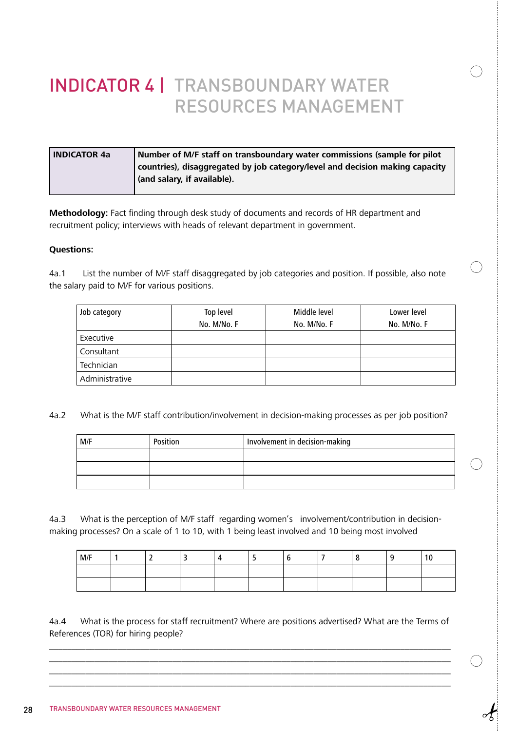# INDICATOR 4 | TRANSBOUNDARY WATER RESOURCES MANAGEMENT

| INDICATOR 4a | Number of M/F staff on transboundary water commissions (sample for pilot countries), disaggregated by job category/level and decision making capacity (and salary, if available). |
|---|---|

**Methodology:** Fact finding through desk study of documents and records of HR department and recruitment policy; interviews with heads of relevant department in government.

**Questions:**

4a.1 List the number of M/F staff disaggregated by job categories and position. If possible, also note the salary paid to M/F for various positions.

| Job category | Top level No. M/No. F | Middle level No. M/No. F | Lower level No. M/No. F |
|---|---|---|---|
| Executive | | | |
| Consultant | | | |
| Technician | | | |
| Administrative | | | |

4a.2 What is the M/F staff contribution/involvement in decision-making processes as per job position?

| M/F | Position | Involvement in decision-making |
|---|---|---|
| | | |
| | | |
| | | |

4a.3 What is the perception of M/F staff regarding women's involvement/contribution in decision-making processes? On a scale of 1 to 10, with 1 being least involved and 10 being most involved

| M/F | 1 | 2 | 3 | 4 | 5 | 6 | 7 | 8 | 9 | 10 |
|---|---|---|---|---|---|---|---|---|---|---|
| | | | | | | | | | | |
| | | | | | | | | | | |

4a.4 What is the process for staff recruitment? Where are positions advertised? What are the Terms of References (TOR) for hiring people?

___________________________________________________________________________

___________________________________________________________________________

___________________________________________________________________________

___________________________________________________________________________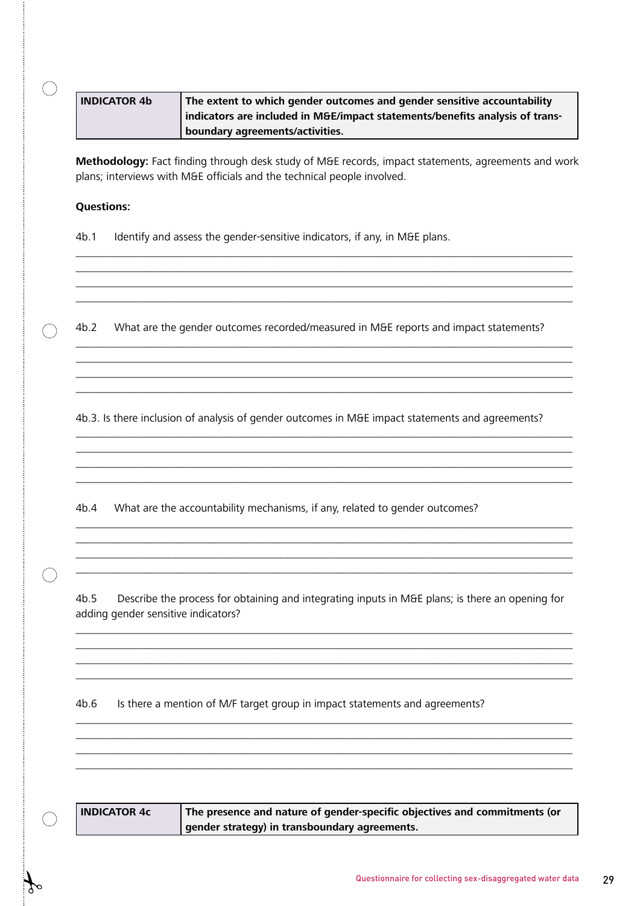| INDICATOR 4b | The extent to which gender outcomes and gender sensitive accountability indicators are included in M&E/impact statements/benefits analysis of trans-boundary agreements/activities. |
|---|---|

**Methodology:** Fact finding through desk study of M&E records, impact statements, agreements and work plans; interviews with M&E officials and the technical people involved.

**Questions:**

4b.1 Identify and assess the gender-sensitive indicators, if any, in M&E plans.

4b.2 What are the gender outcomes recorded/measured in M&E reports and impact statements?

4b.3. Is there inclusion of analysis of gender outcomes in M&E impact statements and agreements?

4b.4 What are the accountability mechanisms, if any, related to gender outcomes?

4b.5 Describe the process for obtaining and integrating inputs in M&E plans; is there an opening for adding gender sensitive indicators?

4b.6 Is there a mention of M/F target group in impact statements and agreements?

| INDICATOR 4c | The presence and nature of gender-specific objectives and commitments (or gender strategy) in transboundary agreements. |
|---|---|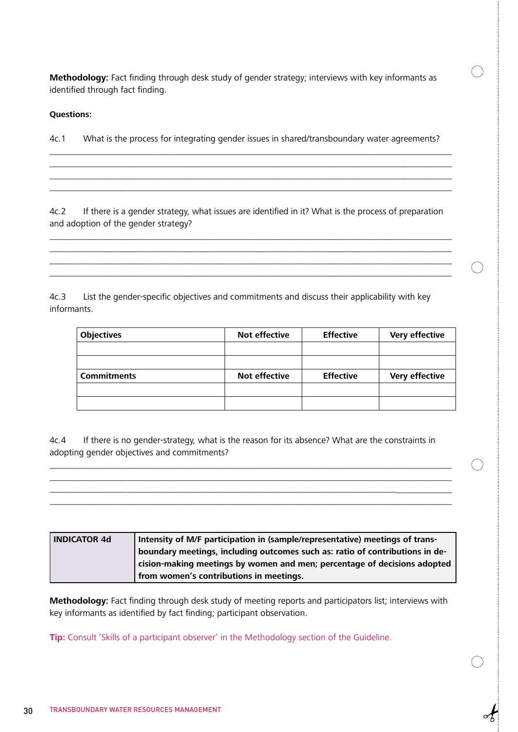**Methodology:** Fact finding through desk study of gender strategy; interviews with key informants as identified through fact finding.

**Questions:**

4c.1 What is the process for integrating gender issues in shared/transboundary water agreements?

___________________________________________________________________________

___________________________________________________________________________

___________________________________________________________________________

___________________________________________________________________________

4c.2 If there is a gender strategy, what issues are identified in it? What is the process of preparation and adoption of the gender strategy?

___________________________________________________________________________

___________________________________________________________________________

___________________________________________________________________________

___________________________________________________________________________

4c.3 List the gender-specific objectives and commitments and discuss their applicability with key informants.

| **Objectives** | **Not effective** | **Effective** | **Very effective** |
|---|---|---|---|
| | | | |
| | | | |
| **Commitments** | **Not effective** | **Effective** | **Very effective** |
| | | | |
| | | | |

4c.4 If there is no gender-strategy, what is the reason for its absence? What are the constraints in adopting gender objectives and commitments?

___________________________________________________________________________

___________________________________________________________________________

___________________________________________________________________________

___________________________________________________________________________

| **INDICATOR 4d** | **Intensity of M/F participation in (sample/representative) meetings of transboundary meetings, including outcomes such as: ratio of contributions in decision-making meetings by women and men; percentage of decisions adopted from women's contributions in meetings.** |
|---|---|

**Methodology:** Fact finding through desk study of meeting reports and participators list; interviews with key informants as identified by fact finding; participant observation.

**Tip:** Consult 'Skills of a participant observer' in the Methodology section of the Guideline.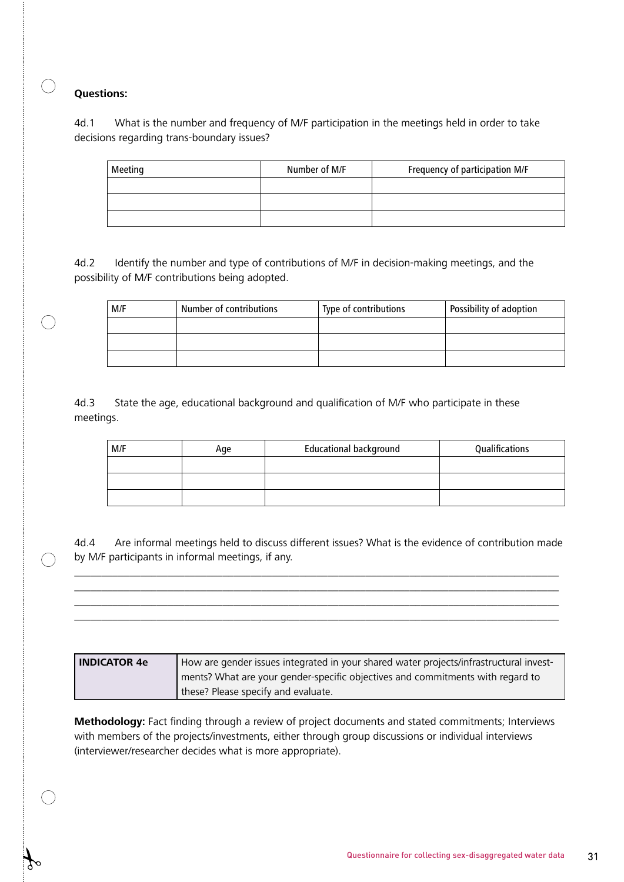**Questions:**

4d.1 What is the number and frequency of M/F participation in the meetings held in order to take decisions regarding trans-boundary issues?

| Meeting | Number of M/F | Frequency of participation M/F |
|---|---|---|
| | | |
| | | |
| | | |

4d.2 Identify the number and type of contributions of M/F in decision-making meetings, and the possibility of M/F contributions being adopted.

| M/F | Number of contributions | Type of contributions | Possibility of adoption |
|---|---|---|---|
| | | | |
| | | | |
| | | | |

4d.3 State the age, educational background and qualification of M/F who participate in these meetings.

| M/F | Age | Educational background | Qualifications |
|---|---|---|---|
| | | | |
| | | | |
| | | | |

4d.4 Are informal meetings held to discuss different issues? What is the evidence of contribution made by M/F participants in informal meetings, if any.

___________________________________________________________________________________

___________________________________________________________________________________

___________________________________________________________________________________

___________________________________________________________________________________

| **INDICATOR 4e** | How are gender issues integrated in your shared water projects/infrastructural investments? What are your gender-specific objectives and commitments with regard to these? Please specify and evaluate. |
|---|---|

**Methodology:** Fact finding through a review of project documents and stated commitments; Interviews with members of the projects/investments, either through group discussions or individual interviews (interviewer/researcher decides what is more appropriate).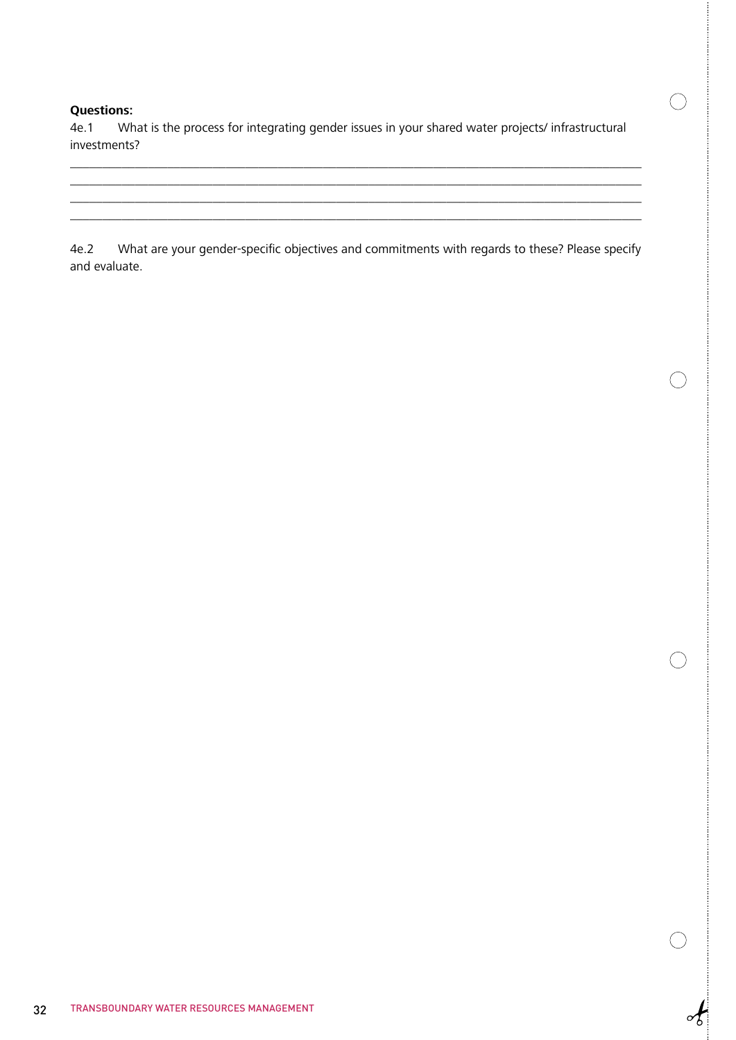**Questions:**

4e.1 What is the process for integrating gender issues in your shared water projects/ infrastructural investments?

____________________________________________________________________________
____________________________________________________________________________
____________________________________________________________________________
____________________________________________________________________________

4e.2 What are your gender-specific objectives and commitments with regards to these? Please specify and evaluate.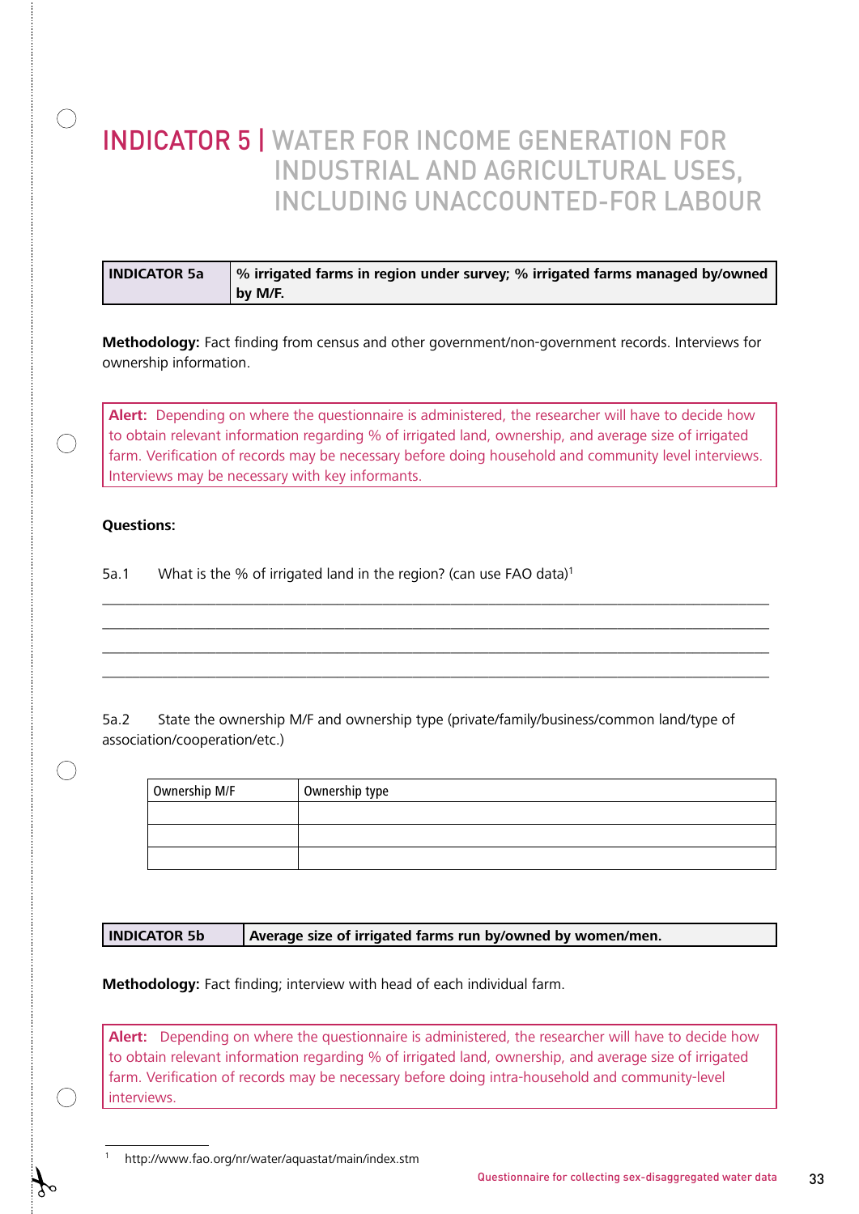# INDICATOR 5 | WATER FOR INCOME GENERATION FOR INDUSTRIAL AND AGRICULTURAL USES, INCLUDING UNACCOUNTED-FOR LABOUR

| INDICATOR 5a | % irrigated farms in region under survey; % irrigated farms managed by/owned by M/F. |
|---|---|

**Methodology:** Fact finding from census and other government/non-government records. Interviews for ownership information.

> **Alert:** Depending on where the questionnaire is administered, the researcher will have to decide how to obtain relevant information regarding % of irrigated land, ownership, and average size of irrigated farm. Verification of records may be necessary before doing household and community level interviews. Interviews may be necessary with key informants.

**Questions:**

5a.1 What is the % of irrigated land in the region? (can use FAO data)[1]

______________________________________________________________________________

______________________________________________________________________________

______________________________________________________________________________

______________________________________________________________________________

5a.2 State the ownership M/F and ownership type (private/family/business/common land/type of association/cooperation/etc.)

| Ownership M/F | Ownership type |
|---|---|
| | |
| | |
| | |

| INDICATOR 5b | Average size of irrigated farms run by/owned by women/men. |
|---|---|

**Methodology:** Fact finding; interview with head of each individual farm.

> **Alert:** Depending on where the questionnaire is administered, the researcher will have to decide how to obtain relevant information regarding % of irrigated land, ownership, and average size of irrigated farm. Verification of records may be necessary before doing intra-household and community-level interviews.

[1] http://www.fao.org/nr/water/aquastat/main/index.stm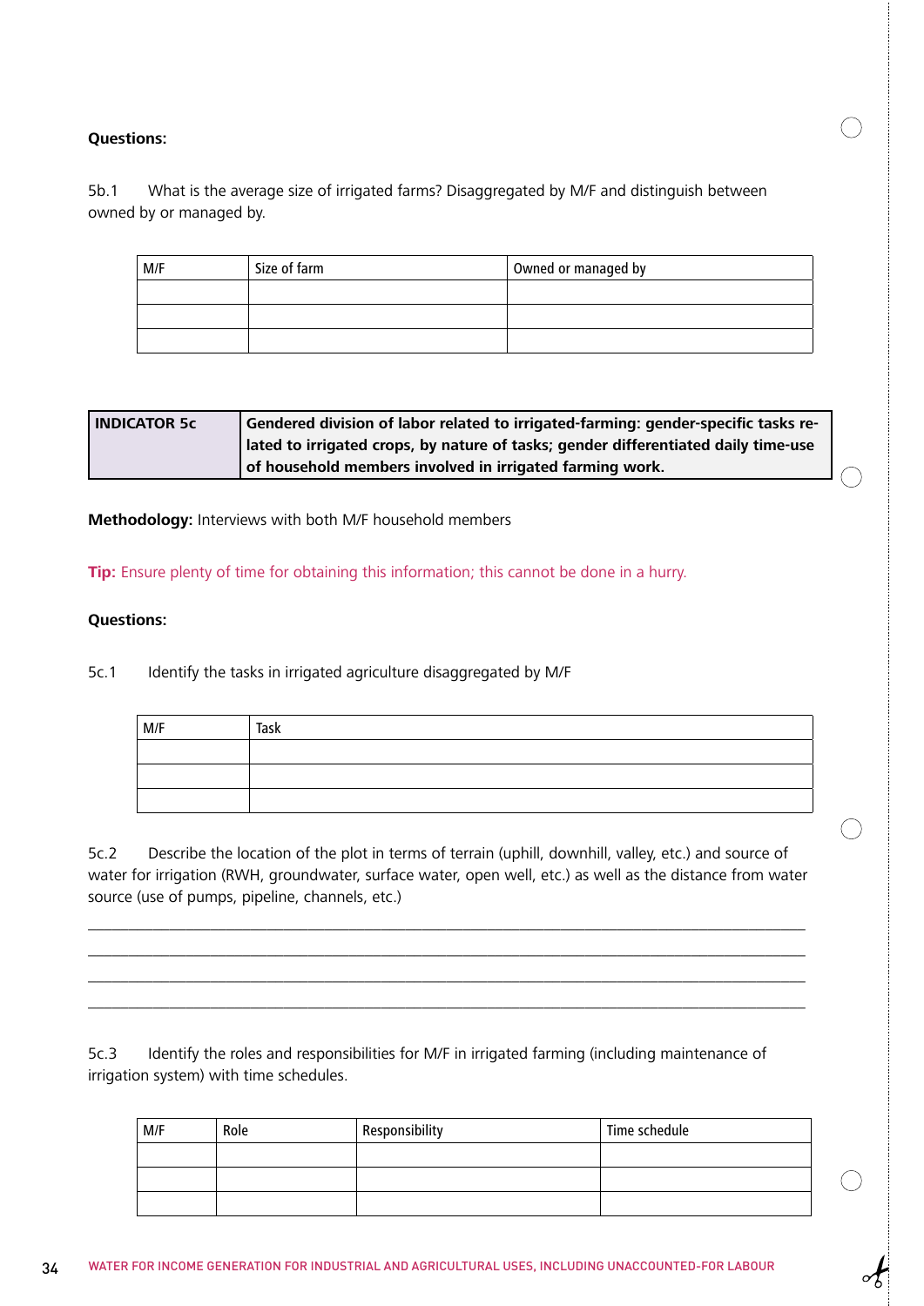**Questions:**

5b.1 What is the average size of irrigated farms? Disaggregated by M/F and distinguish between owned by or managed by.

| M/F | Size of farm | Owned or managed by |
|---|---|---|
| | | |
| | | |
| | | |

| INDICATOR 5c | Gendered division of labor related to irrigated-farming: gender-specific tasks related to irrigated crops, by nature of tasks; gender differentiated daily time-use of household members involved in irrigated farming work. |
|---|---|

**Methodology:** Interviews with both M/F household members

**Tip:** Ensure plenty of time for obtaining this information; this cannot be done in a hurry.

**Questions:**

5c.1 Identify the tasks in irrigated agriculture disaggregated by M/F

| M/F | Task |
|---|---|
| | |
| | |
| | |

5c.2 Describe the location of the plot in terms of terrain (uphill, downhill, valley, etc.) and source of water for irrigation (RWH, groundwater, surface water, open well, etc.) as well as the distance from water source (use of pumps, pipeline, channels, etc.)

\_\_\_\_\_\_\_\_\_\_\_\_\_\_\_\_\_\_\_\_\_\_\_\_\_\_\_\_\_\_\_\_\_\_\_\_\_\_\_\_\_\_\_\_\_\_\_\_\_\_\_\_\_\_\_\_\_\_\_\_\_\_\_\_\_\_\_\_\_\_\_\_\_\_\_\_\_\_

\_\_\_\_\_\_\_\_\_\_\_\_\_\_\_\_\_\_\_\_\_\_\_\_\_\_\_\_\_\_\_\_\_\_\_\_\_\_\_\_\_\_\_\_\_\_\_\_\_\_\_\_\_\_\_\_\_\_\_\_\_\_\_\_\_\_\_\_\_\_\_\_\_\_\_\_\_\_

\_\_\_\_\_\_\_\_\_\_\_\_\_\_\_\_\_\_\_\_\_\_\_\_\_\_\_\_\_\_\_\_\_\_\_\_\_\_\_\_\_\_\_\_\_\_\_\_\_\_\_\_\_\_\_\_\_\_\_\_\_\_\_\_\_\_\_\_\_\_\_\_\_\_\_\_\_\_

\_\_\_\_\_\_\_\_\_\_\_\_\_\_\_\_\_\_\_\_\_\_\_\_\_\_\_\_\_\_\_\_\_\_\_\_\_\_\_\_\_\_\_\_\_\_\_\_\_\_\_\_\_\_\_\_\_\_\_\_\_\_\_\_\_\_\_\_\_\_\_\_\_\_\_\_\_\_

5c.3 Identify the roles and responsibilities for M/F in irrigated farming (including maintenance of irrigation system) with time schedules.

| M/F | Role | Responsibility | Time schedule |
|---|---|---|---|
| | | | |
| | | | |
| | | | |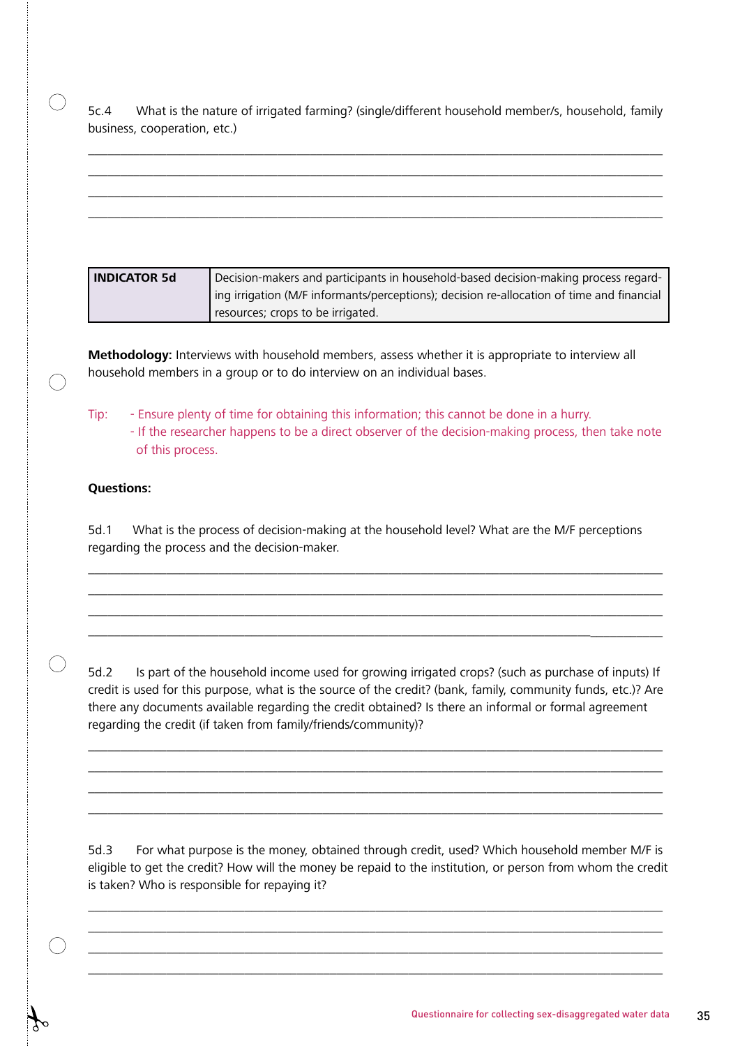5c.4 What is the nature of irrigated farming? (single/different household member/s, household, family business, cooperation, etc.)

| INDICATOR 5d | Decision-makers and participants in household-based decision-making process regarding irrigation (M/F informants/perceptions); decision re-allocation of time and financial resources; crops to be irrigated. |
|---|---|

**Methodology:** Interviews with household members, assess whether it is appropriate to interview all household members in a group or to do interview on an individual bases.

Tip:
- Ensure plenty of time for obtaining this information; this cannot be done in a hurry.
- If the researcher happens to be a direct observer of the decision-making process, then take note of this process.

**Questions:**

5d.1 What is the process of decision-making at the household level? What are the M/F perceptions regarding the process and the decision-maker.

5d.2 Is part of the household income used for growing irrigated crops? (such as purchase of inputs) If credit is used for this purpose, what is the source of the credit? (bank, family, community funds, etc.)? Are there any documents available regarding the credit obtained? Is there an informal or formal agreement regarding the credit (if taken from family/friends/community)?

5d.3 For what purpose is the money, obtained through credit, used? Which household member M/F is eligible to get the credit? How will the money be repaid to the institution, or person from whom the credit is taken? Who is responsible for repaying it?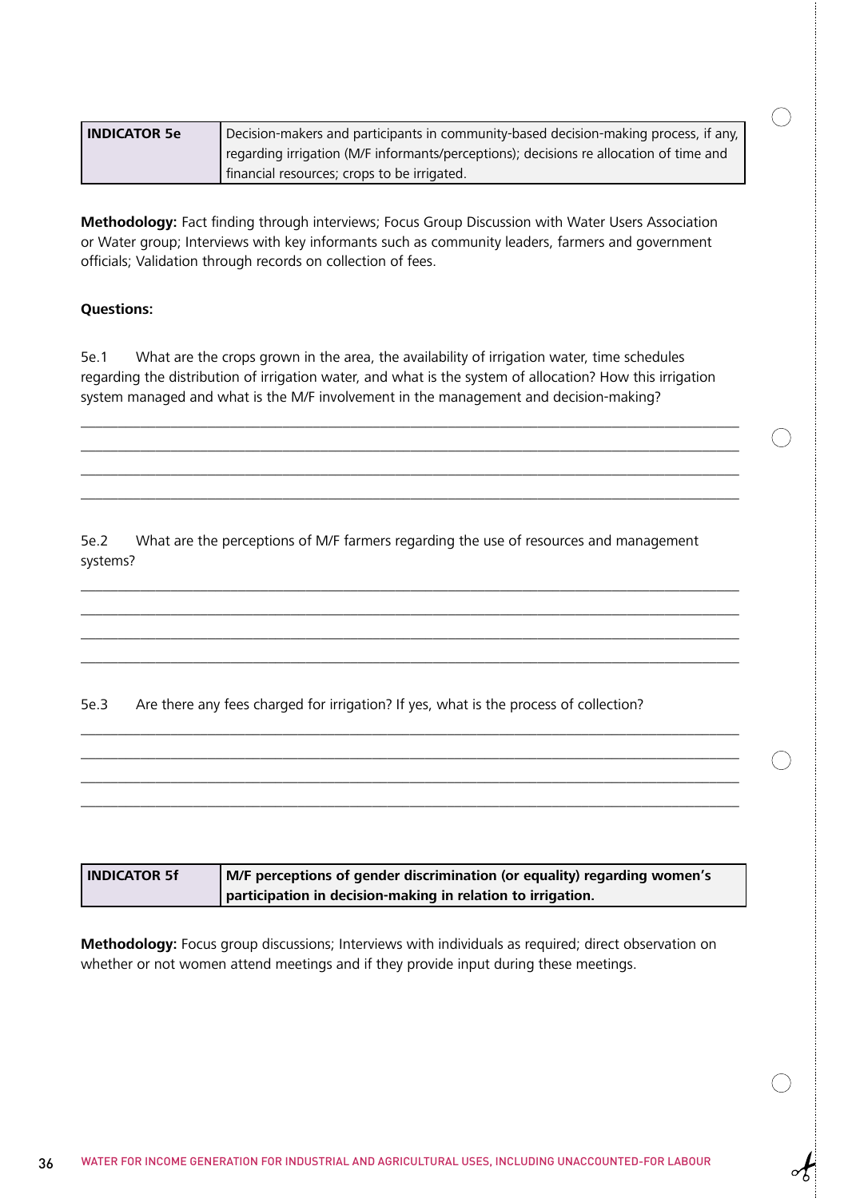| INDICATOR 5e | Decision-makers and participants in community-based decision-making process, if any, regarding irrigation (M/F informants/perceptions); decisions re allocation of time and financial resources; crops to be irrigated. |
|---|---|

**Methodology:** Fact finding through interviews; Focus Group Discussion with Water Users Association or Water group; Interviews with key informants such as community leaders, farmers and government officials; Validation through records on collection of fees.

**Questions:**

5e.1 What are the crops grown in the area, the availability of irrigation water, time schedules regarding the distribution of irrigation water, and what is the system of allocation? How this irrigation system managed and what is the M/F involvement in the management and decision-making?

______________________________________________________________________________

______________________________________________________________________________

______________________________________________________________________________

______________________________________________________________________________

5e.2 What are the perceptions of M/F farmers regarding the use of resources and management systems?

______________________________________________________________________________

______________________________________________________________________________

______________________________________________________________________________

______________________________________________________________________________

5e.3 Are there any fees charged for irrigation? If yes, what is the process of collection?

______________________________________________________________________________

______________________________________________________________________________

______________________________________________________________________________

______________________________________________________________________________

| INDICATOR 5f | **M/F perceptions of gender discrimination (or equality) regarding women's participation in decision-making in relation to irrigation.** |
|---|---|

**Methodology:** Focus group discussions; Interviews with individuals as required; direct observation on whether or not women attend meetings and if they provide input during these meetings.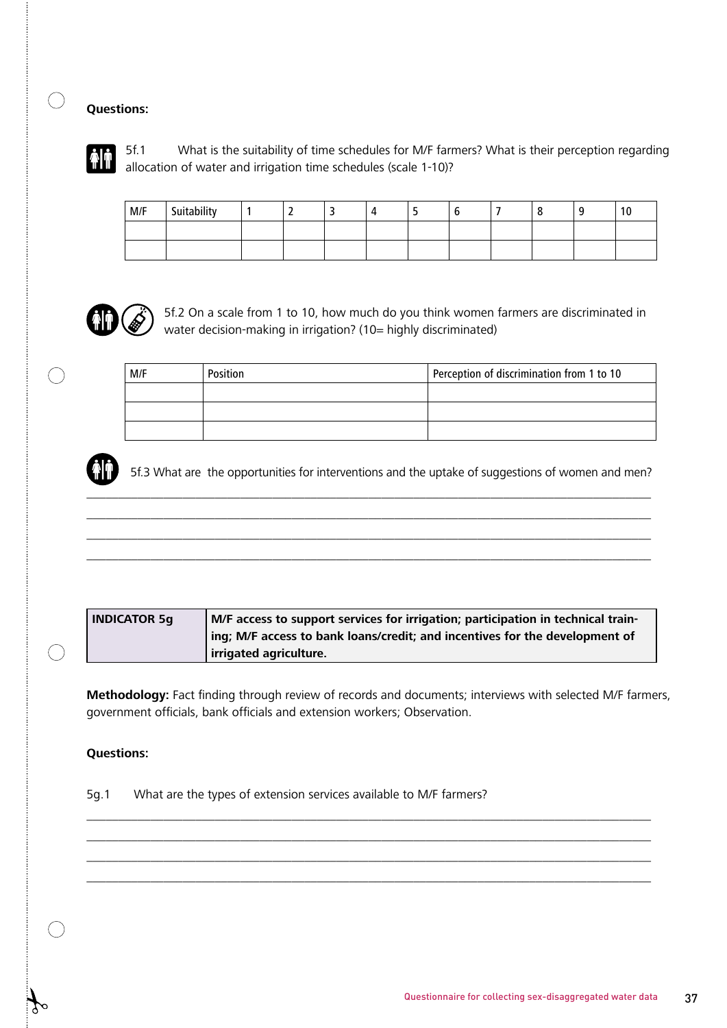**Questions:**

5f.1 What is the suitability of time schedules for M/F farmers? What is their perception regarding allocation of water and irrigation time schedules (scale 1-10)?

| M/F | Suitability | 1 | 2 | 3 | 4 | 5 | 6 | 7 | 8 | 9 | 10 |
|---|---|---|---|---|---|---|---|---|---|---|---|
| | | | | | | | | | | | |
| | | | | | | | | | | | |

5f.2 On a scale from 1 to 10, how much do you think women farmers are discriminated in water decision-making in irrigation? (10= highly discriminated)

| M/F | Position | Perception of discrimination from 1 to 10 |
|---|---|---|
| | | |
| | | |
| | | |

5f.3 What are the opportunities for interventions and the uptake of suggestions of women and men?

_______________________________________________________________________________

_______________________________________________________________________________

_______________________________________________________________________________

_______________________________________________________________________________

| INDICATOR 5g | M/F access to support services for irrigation; participation in technical training; M/F access to bank loans/credit; and incentives for the development of irrigated agriculture. |
|---|---|

**Methodology:** Fact finding through review of records and documents; interviews with selected M/F farmers, government officials, bank officials and extension workers; Observation.

**Questions:**

5g.1 What are the types of extension services available to M/F farmers?

_______________________________________________________________________________

_______________________________________________________________________________

_______________________________________________________________________________

_______________________________________________________________________________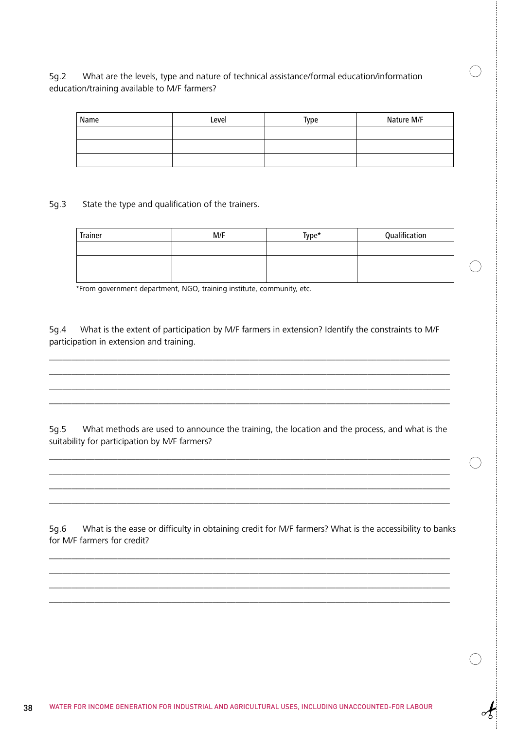5g.2 What are the levels, type and nature of technical assistance/formal education/information education/training available to M/F farmers?

| Name | Level | Type | Nature M/F |
|---|---|---|---|
| | | | |
| | | | |
| | | | |

5g.3 State the type and qualification of the trainers.

| Trainer | M/F | Type* | Qualification |
|---|---|---|---|
| | | | |
| | | | |
| | | | |

*From government department, NGO, training institute, community, etc.

5g.4 What is the extent of participation by M/F farmers in extension? Identify the constraints to M/F participation in extension and training.

\_\_\_\_\_\_\_\_\_\_\_\_\_\_\_\_\_\_\_\_\_\_\_\_\_\_\_\_\_\_\_\_\_\_\_\_\_\_\_\_\_\_\_\_\_\_\_\_\_\_\_\_\_\_\_\_\_\_\_\_\_\_\_\_\_\_\_\_\_\_\_\_\_\_\_\_

\_\_\_\_\_\_\_\_\_\_\_\_\_\_\_\_\_\_\_\_\_\_\_\_\_\_\_\_\_\_\_\_\_\_\_\_\_\_\_\_\_\_\_\_\_\_\_\_\_\_\_\_\_\_\_\_\_\_\_\_\_\_\_\_\_\_\_\_\_\_\_\_\_\_\_\_

\_\_\_\_\_\_\_\_\_\_\_\_\_\_\_\_\_\_\_\_\_\_\_\_\_\_\_\_\_\_\_\_\_\_\_\_\_\_\_\_\_\_\_\_\_\_\_\_\_\_\_\_\_\_\_\_\_\_\_\_\_\_\_\_\_\_\_\_\_\_\_\_\_\_\_\_

\_\_\_\_\_\_\_\_\_\_\_\_\_\_\_\_\_\_\_\_\_\_\_\_\_\_\_\_\_\_\_\_\_\_\_\_\_\_\_\_\_\_\_\_\_\_\_\_\_\_\_\_\_\_\_\_\_\_\_\_\_\_\_\_\_\_\_\_\_\_\_\_\_\_\_\_

5g.5 What methods are used to announce the training, the location and the process, and what is the suitability for participation by M/F farmers?

\_\_\_\_\_\_\_\_\_\_\_\_\_\_\_\_\_\_\_\_\_\_\_\_\_\_\_\_\_\_\_\_\_\_\_\_\_\_\_\_\_\_\_\_\_\_\_\_\_\_\_\_\_\_\_\_\_\_\_\_\_\_\_\_\_\_\_\_\_\_\_\_\_\_\_\_

\_\_\_\_\_\_\_\_\_\_\_\_\_\_\_\_\_\_\_\_\_\_\_\_\_\_\_\_\_\_\_\_\_\_\_\_\_\_\_\_\_\_\_\_\_\_\_\_\_\_\_\_\_\_\_\_\_\_\_\_\_\_\_\_\_\_\_\_\_\_\_\_\_\_\_\_

\_\_\_\_\_\_\_\_\_\_\_\_\_\_\_\_\_\_\_\_\_\_\_\_\_\_\_\_\_\_\_\_\_\_\_\_\_\_\_\_\_\_\_\_\_\_\_\_\_\_\_\_\_\_\_\_\_\_\_\_\_\_\_\_\_\_\_\_\_\_\_\_\_\_\_\_

\_\_\_\_\_\_\_\_\_\_\_\_\_\_\_\_\_\_\_\_\_\_\_\_\_\_\_\_\_\_\_\_\_\_\_\_\_\_\_\_\_\_\_\_\_\_\_\_\_\_\_\_\_\_\_\_\_\_\_\_\_\_\_\_\_\_\_\_\_\_\_\_\_\_\_\_

5g.6 What is the ease or difficulty in obtaining credit for M/F farmers? What is the accessibility to banks for M/F farmers for credit?

\_\_\_\_\_\_\_\_\_\_\_\_\_\_\_\_\_\_\_\_\_\_\_\_\_\_\_\_\_\_\_\_\_\_\_\_\_\_\_\_\_\_\_\_\_\_\_\_\_\_\_\_\_\_\_\_\_\_\_\_\_\_\_\_\_\_\_\_\_\_\_\_\_\_\_\_

\_\_\_\_\_\_\_\_\_\_\_\_\_\_\_\_\_\_\_\_\_\_\_\_\_\_\_\_\_\_\_\_\_\_\_\_\_\_\_\_\_\_\_\_\_\_\_\_\_\_\_\_\_\_\_\_\_\_\_\_\_\_\_\_\_\_\_\_\_\_\_\_\_\_\_\_

\_\_\_\_\_\_\_\_\_\_\_\_\_\_\_\_\_\_\_\_\_\_\_\_\_\_\_\_\_\_\_\_\_\_\_\_\_\_\_\_\_\_\_\_\_\_\_\_\_\_\_\_\_\_\_\_\_\_\_\_\_\_\_\_\_\_\_\_\_\_\_\_\_\_\_\_

\_\_\_\_\_\_\_\_\_\_\_\_\_\_\_\_\_\_\_\_\_\_\_\_\_\_\_\_\_\_\_\_\_\_\_\_\_\_\_\_\_\_\_\_\_\_\_\_\_\_\_\_\_\_\_\_\_\_\_\_\_\_\_\_\_\_\_\_\_\_\_\_\_\_\_\_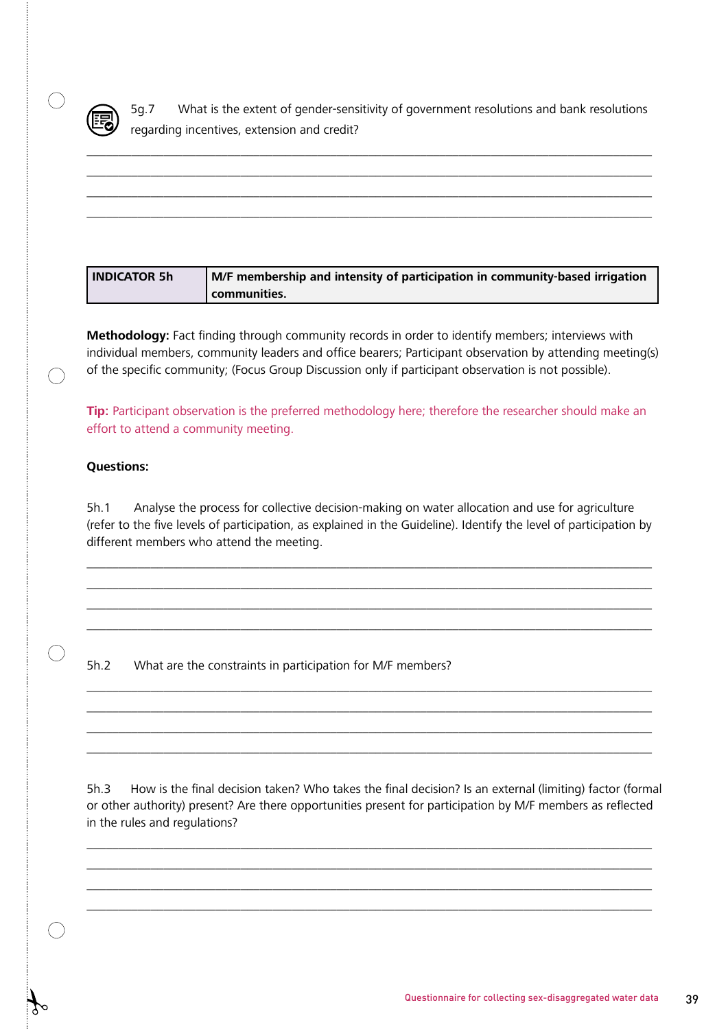5g.7 What is the extent of gender-sensitivity of government resolutions and bank resolutions regarding incentives, extension and credit?

| INDICATOR 5h | M/F membership and intensity of participation in community-based irrigation communities. |
|---|---|

**Methodology:** Fact finding through community records in order to identify members; interviews with individual members, community leaders and office bearers; Participant observation by attending meeting(s) of the specific community; (Focus Group Discussion only if participant observation is not possible).

**Tip:** Participant observation is the preferred methodology here; therefore the researcher should make an effort to attend a community meeting.

**Questions:**

5h.1 Analyse the process for collective decision-making on water allocation and use for agriculture (refer to the five levels of participation, as explained in the Guideline). Identify the level of participation by different members who attend the meeting.

5h.2 What are the constraints in participation for M/F members?

5h.3 How is the final decision taken? Who takes the final decision? Is an external (limiting) factor (formal or other authority) present? Are there opportunities present for participation by M/F members as reflected in the rules and regulations?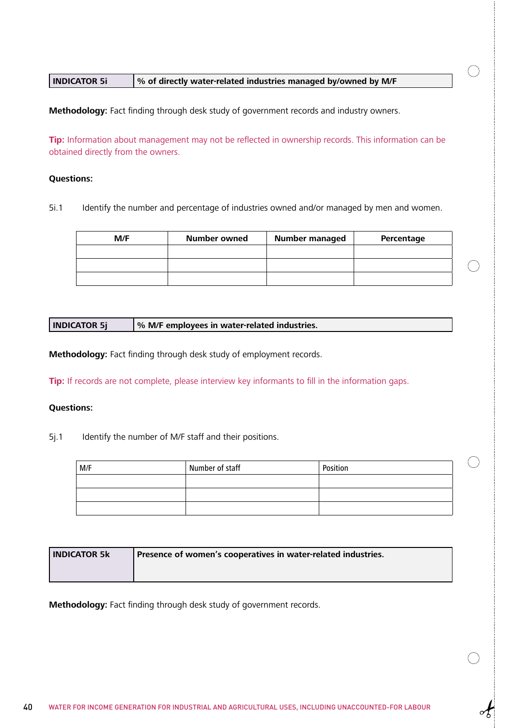| INDICATOR 5i | % of directly water-related industries managed by/owned by M/F |
|---|---|

**Methodology:** Fact finding through desk study of government records and industry owners.

**Tip:** Information about management may not be reflected in ownership records. This information can be obtained directly from the owners.

**Questions:**

5i.1 Identify the number and percentage of industries owned and/or managed by men and women.

| M/F | Number owned | Number managed | Percentage |
|---|---|---|---|
| | | | |
| | | | |
| | | | |

| INDICATOR 5j | % M/F employees in water-related industries. |
|---|---|

**Methodology:** Fact finding through desk study of employment records.

**Tip:** If records are not complete, please interview key informants to fill in the information gaps.

**Questions:**

5j.1 Identify the number of M/F staff and their positions.

| M/F | Number of staff | Position |
|---|---|---|
| | | |
| | | |
| | | |

| INDICATOR 5k | Presence of women's cooperatives in water-related industries. |
|---|---|

**Methodology:** Fact finding through desk study of government records.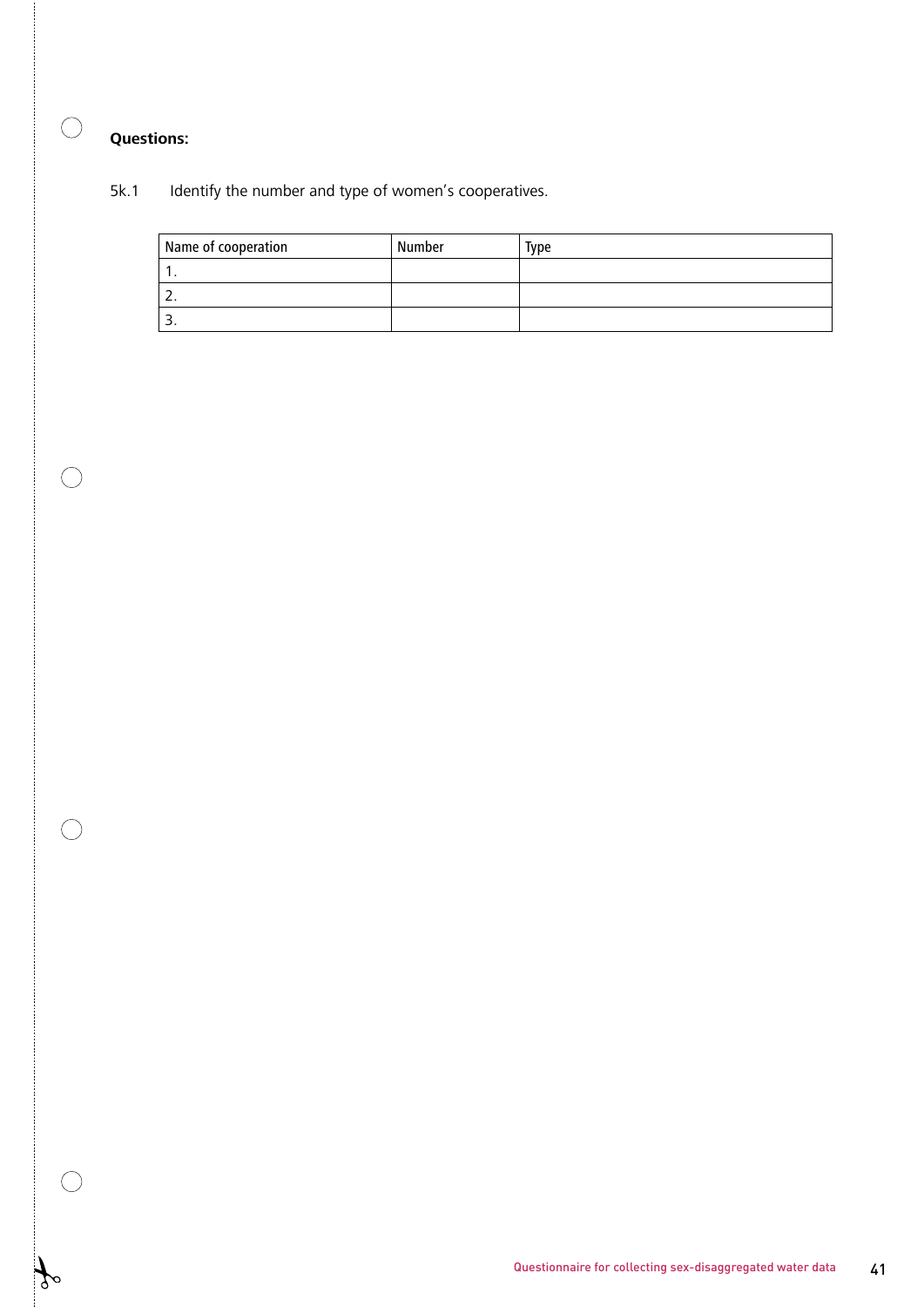**Questions:**

5k.1 Identify the number and type of women's cooperatives.

| Name of cooperation | Number | Type |
|---|---|---|
| 1. | | |
| 2. | | |
| 3. | | |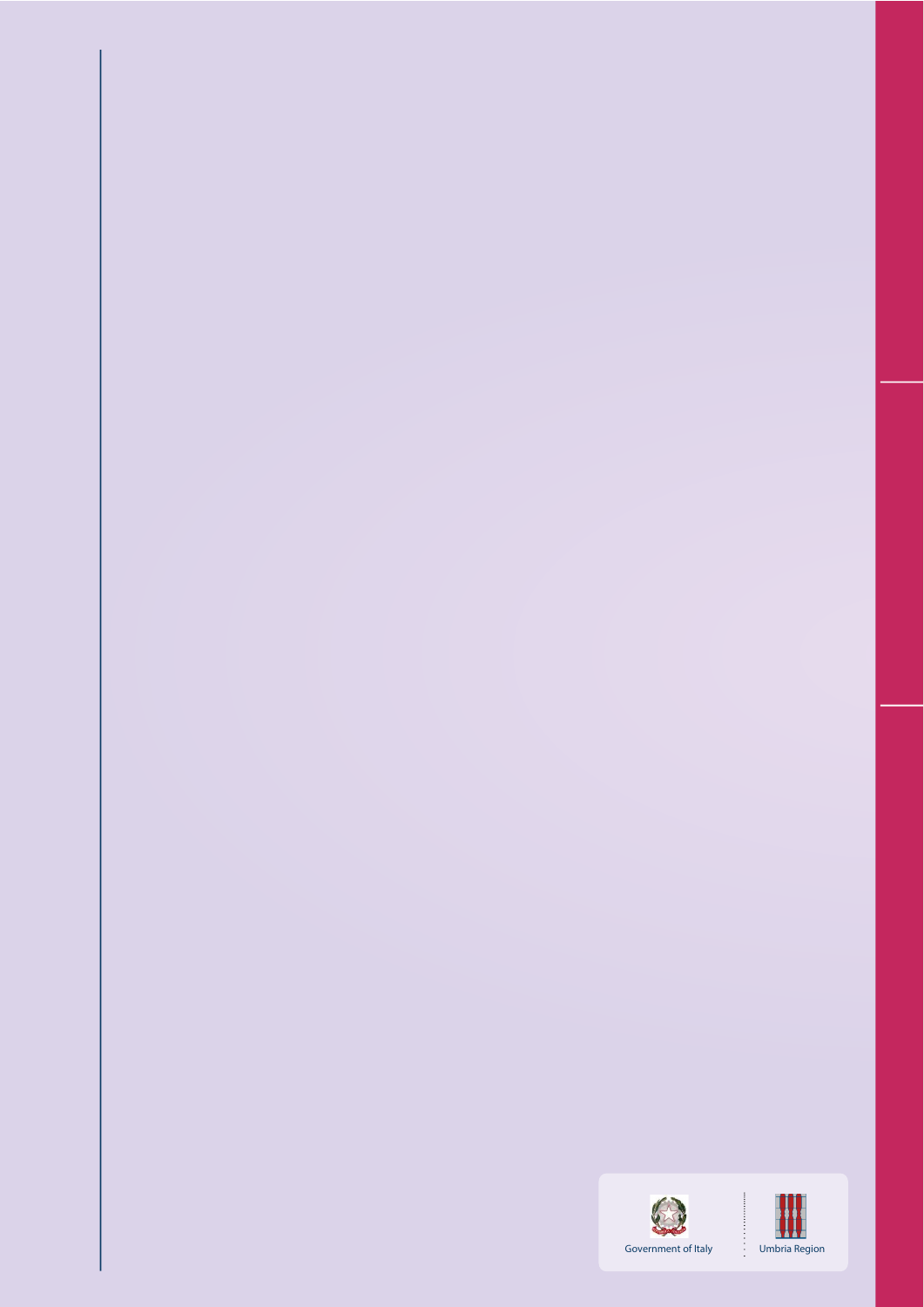Government of Italy

Umbria Region